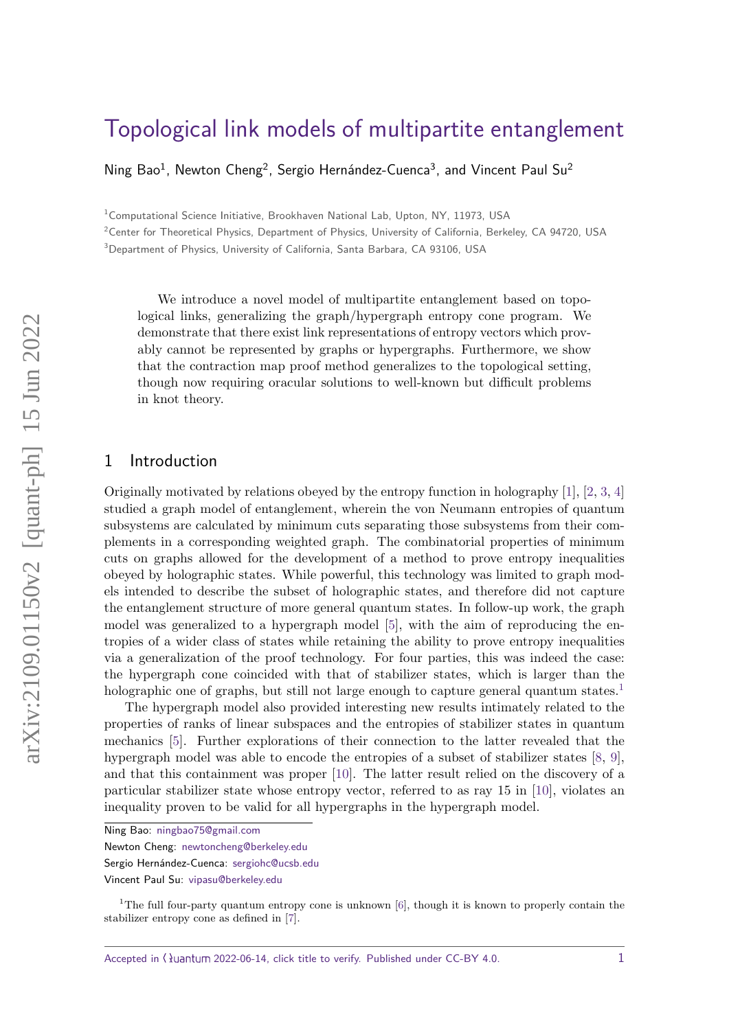# Topological link models of multipartite entanglement

Ning Bao[1], Newton Cheng[2], Sergio Hernández-Cuenca[3], and Vincent Paul Su[2]

[1]Computational Science Initiative, Brookhaven National Lab, Upton, NY, 11973, USA

[2]Center for Theoretical Physics, Department of Physics, University of California, Berkeley, CA 94720, USA

[3]Department of Physics, University of California, Santa Barbara, CA 93106, USA

We introduce a novel model of multipartite entanglement based on topological links, generalizing the graph/hypergraph entropy cone program. We demonstrate that there exist link representations of entropy vectors which provably cannot be represented by graphs or hypergraphs. Furthermore, we show that the contraction map proof method generalizes to the topological setting, though now requiring oracular solutions to well-known but difficult problems in knot theory.

## 1 Introduction

Originally motivated by relations obeyed by the entropy function in holography [1], [2, 3, 4] studied a graph model of entanglement, wherein the von Neumann entropies of quantum subsystems are calculated by minimum cuts separating those subsystems from their complements in a corresponding weighted graph. The combinatorial properties of minimum cuts on graphs allowed for the development of a method to prove entropy inequalities obeyed by holographic states. While powerful, this technology was limited to graph models intended to describe the subset of holographic states, and therefore did not capture the entanglement structure of more general quantum states. In follow-up work, the graph model was generalized to a hypergraph model [5], with the aim of reproducing the entropies of a wider class of states while retaining the ability to prove entropy inequalities via a generalization of the proof technology. For four parties, this was indeed the case: the hypergraph cone coincided with that of stabilizer states, which is larger than the holographic one of graphs, but still not large enough to capture general quantum states.[1]

The hypergraph model also provided interesting new results intimately related to the properties of ranks of linear subspaces and the entropies of stabilizer states in quantum mechanics [5]. Further explorations of their connection to the latter revealed that the hypergraph model was able to encode the entropies of a subset of stabilizer states [8, 9], and that this containment was proper [10]. The latter result relied on the discovery of a particular stabilizer state whose entropy vector, referred to as ray 15 in [10], violates an inequality proven to be valid for all hypergraphs in the hypergraph model.

Ning Bao: ningbao75@gmail.com

Newton Cheng: newtoncheng@berkeley.edu

Sergio Hernández-Cuenca: sergiohc@ucsb.edu

Vincent Paul Su: vipasu@berkeley.edu

[1]The full four-party quantum entropy cone is unknown [6], though it is known to properly contain the stabilizer entropy cone as defined in [7].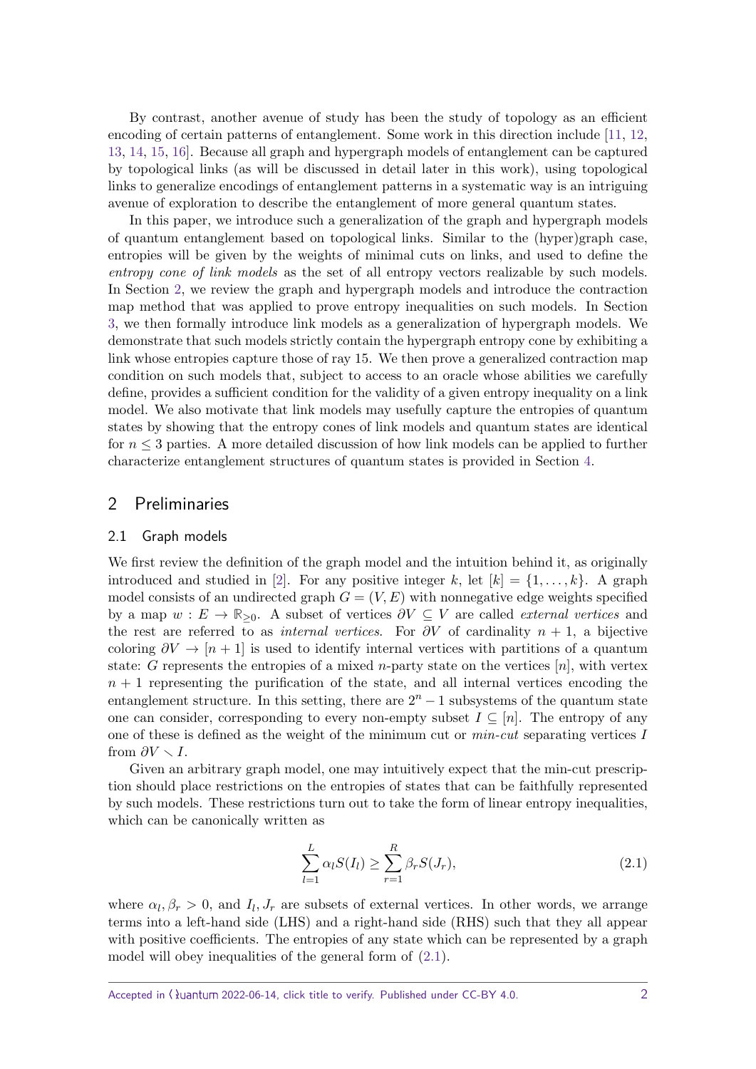By contrast, another avenue of study has been the study of topology as an efficient encoding of certain patterns of entanglement. Some work in this direction include [11, 12, 13, 14, 15, 16]. Because all graph and hypergraph models of entanglement can be captured by topological links (as will be discussed in detail later in this work), using topological links to generalize encodings of entanglement patterns in a systematic way is an intriguing avenue of exploration to describe the entanglement of more general quantum states.

In this paper, we introduce such a generalization of the graph and hypergraph models of quantum entanglement based on topological links. Similar to the (hyper)graph case, entropies will be given by the weights of minimal cuts on links, and used to define the *entropy cone of link models* as the set of all entropy vectors realizable by such models. In Section 2, we review the graph and hypergraph models and introduce the contraction map method that was applied to prove entropy inequalities on such models. In Section 3, we then formally introduce link models as a generalization of hypergraph models. We demonstrate that such models strictly contain the hypergraph entropy cone by exhibiting a link whose entropies capture those of ray 15. We then prove a generalized contraction map condition on such models that, subject to access to an oracle whose abilities we carefully define, provides a sufficient condition for the validity of a given entropy inequality on a link model. We also motivate that link models may usefully capture the entropies of quantum states by showing that the entropy cones of link models and quantum states are identical for $n \leq 3$ parties. A more detailed discussion of how link models can be applied to further characterize entanglement structures of quantum states is provided in Section 4.

## 2 Preliminaries

### 2.1 Graph models

We first review the definition of the graph model and the intuition behind it, as originally introduced and studied in [2]. For any positive integer $k$, let $[k] = \{1, \ldots, k\}$. A graph model consists of an undirected graph $G = (V, E)$ with nonnegative edge weights specified by a map $w : E \to \mathbb{R}_{\geq 0}$. A subset of vertices $\partial V \subseteq V$ are called *external vertices* and the rest are referred to as *internal vertices*. For $\partial V$ of cardinality $n+1$, a bijective coloring $\partial V \to [n+1]$ is used to identify internal vertices with partitions of a quantum state: $G$ represents the entropies of a mixed $n$-party state on the vertices $[n]$, with vertex $n+1$ representing the purification of the state, and all internal vertices encoding the entanglement structure. In this setting, there are $2^n - 1$ subsystems of the quantum state one can consider, corresponding to every non-empty subset $I \subseteq [n]$. The entropy of any one of these is defined as the weight of the minimum cut or *min-cut* separating vertices $I$ from $\partial V \setminus I$.

Given an arbitrary graph model, one may intuitively expect that the min-cut prescription should place restrictions on the entropies of states that can be faithfully represented by such models. These restrictions turn out to take the form of linear entropy inequalities, which can be canonically written as

$$\sum_{l=1}^{L} \alpha_l S(I_l) \geq \sum_{r=1}^{R} \beta_r S(J_r), \tag{2.1}$$

where $\alpha_l, \beta_r > 0$, and $I_l, J_r$ are subsets of external vertices. In other words, we arrange terms into a left-hand side (LHS) and a right-hand side (RHS) such that they all appear with positive coefficients. The entropies of any state which can be represented by a graph model will obey inequalities of the general form of (2.1).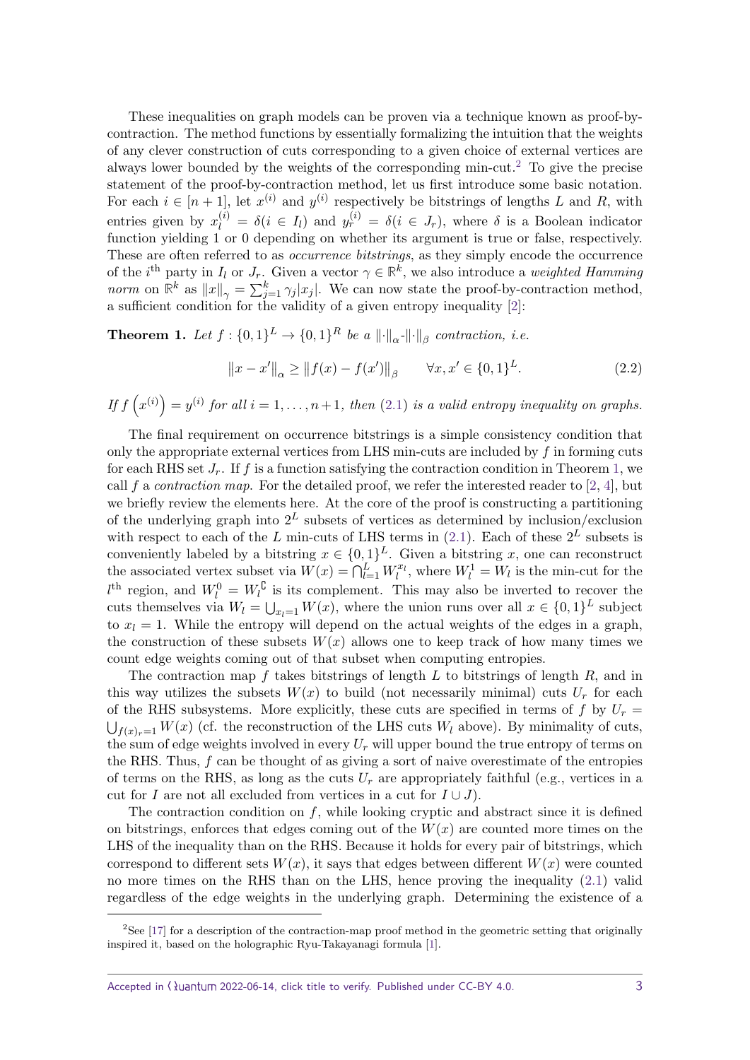These inequalities on graph models can be proven via a technique known as proof-by-contraction. The method functions by essentially formalizing the intuition that the weights of any clever construction of cuts corresponding to a given choice of external vertices are always lower bounded by the weights of the corresponding min-cut.[2] To give the precise statement of the proof-by-contraction method, let us first introduce some basic notation. For each $i \in [n+1]$, let $x^{(i)}$ and $y^{(i)}$ respectively be bitstrings of lengths $L$ and $R$, with entries given by $x_l^{(i)} = \delta(i \in I_l)$ and $y_r^{(i)} = \delta(i \in J_r)$, where $\delta$ is a Boolean indicator function yielding 1 or 0 depending on whether its argument is true or false, respectively. These are often referred to as *occurrence bitstrings*, as they simply encode the occurrence of the $i^{\text{th}}$ party in $I_l$ or $J_r$. Given a vector $\gamma \in \mathbb{R}^k$, we also introduce a *weighted Hamming norm* on $\mathbb{R}^k$ as $\|x\|_\gamma = \sum_{j=1}^k \gamma_j |x_j|$. We can now state the proof-by-contraction method, a sufficient condition for the validity of a given entropy inequality [2]:

**Theorem 1.** *Let $f : \{0,1\}^L \to \{0,1\}^R$ be a $\|\cdot\|_\alpha$-$\|\cdot\|_\beta$ contraction, i.e.*

$$\|x - x'\|_\alpha \geq \|f(x) - f(x')\|_\beta \qquad \forall x, x' \in \{0,1\}^L. \tag{2.2}$$

*If $f\left(x^{(i)}\right) = y^{(i)}$ for all $i = 1, \dots, n+1$, then (2.1) is a valid entropy inequality on graphs.*

The final requirement on occurrence bitstrings is a simple consistency condition that only the appropriate external vertices from LHS min-cuts are included by $f$ in forming cuts for each RHS set $J_r$. If $f$ is a function satisfying the contraction condition in Theorem 1, we call $f$ a *contraction map*. For the detailed proof, we refer the interested reader to [2, 4], but we briefly review the elements here. At the core of the proof is constructing a partitioning of the underlying graph into $2^L$ subsets of vertices as determined by inclusion/exclusion with respect to each of the $L$ min-cuts of LHS terms in (2.1). Each of these $2^L$ subsets is conveniently labeled by a bitstring $x \in \{0,1\}^L$. Given a bitstring $x$, one can reconstruct the associated vertex subset via $W(x) = \bigcap_{l=1}^L W_l^{x_l}$, where $W_l^1 = W_l$ is the min-cut for the $l^{\text{th}}$ region, and $W_l^0 = W_l^{\complement}$ is its complement. This may also be inverted to recover the cuts themselves via $W_l = \bigcup_{x_l=1} W(x)$, where the union runs over all $x \in \{0,1\}^L$ subject to $x_l = 1$. While the entropy will depend on the actual weights of the edges in a graph, the construction of these subsets $W(x)$ allows one to keep track of how many times we count edge weights coming out of that subset when computing entropies.

The contraction map $f$ takes bitstrings of length $L$ to bitstrings of length $R$, and in this way utilizes the subsets $W(x)$ to build (not necessarily minimal) cuts $U_r$ for each of the RHS subsystems. More explicitly, these cuts are specified in terms of $f$ by $U_r = \bigcup_{f(x)_r=1} W(x)$ (cf. the reconstruction of the LHS cuts $W_l$ above). By minimality of cuts, the sum of edge weights involved in every $U_r$ will upper bound the true entropy of terms on the RHS. Thus, $f$ can be thought of as giving a sort of naive overestimate of the entropies of terms on the RHS, as long as the cuts $U_r$ are appropriately faithful (e.g., vertices in a cut for $I$ are not all excluded from vertices in a cut for $I \cup J$).

The contraction condition on $f$, while looking cryptic and abstract since it is defined on bitstrings, enforces that edges coming out of the $W(x)$ are counted more times on the LHS of the inequality than on the RHS. Because it holds for every pair of bitstrings, which correspond to different sets $W(x)$, it says that edges between different $W(x)$ were counted no more times on the RHS than on the LHS, hence proving the inequality (2.1) valid regardless of the edge weights in the underlying graph. Determining the existence of a

[2] See [17] for a description of the contraction-map proof method in the geometric setting that originally inspired it, based on the holographic Ryu-Takayanagi formula [1].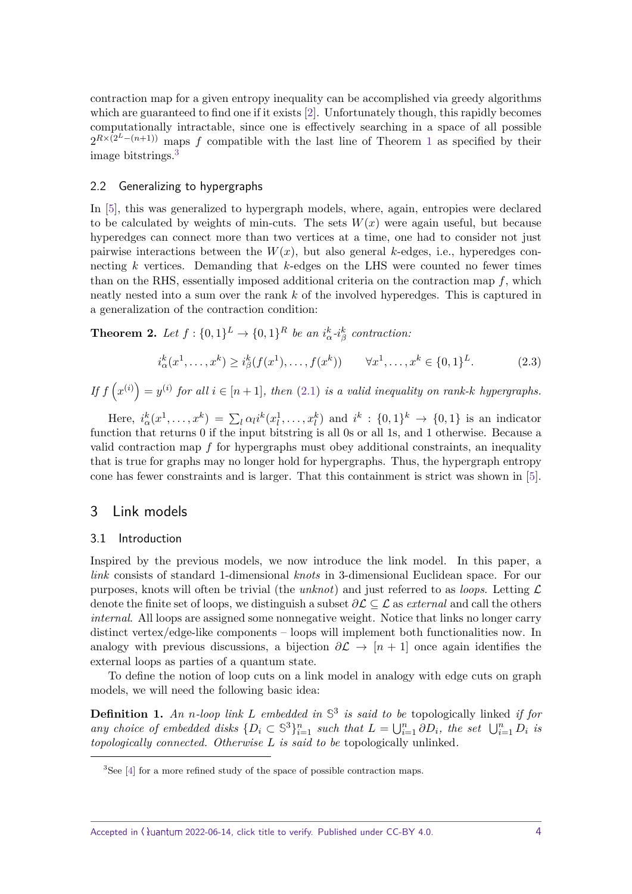contraction map for a given entropy inequality can be accomplished via greedy algorithms which are guaranteed to find one if it exists [2]. Unfortunately though, this rapidly becomes computationally intractable, since one is effectively searching in a space of all possible $2^{R\times(2^L-(n+1))}$ maps $f$ compatible with the last line of Theorem 1 as specified by their image bitstrings.[3]

### 2.2 Generalizing to hypergraphs

In [5], this was generalized to hypergraph models, where, again, entropies were declared to be calculated by weights of min-cuts. The sets $W(x)$ were again useful, but because hyperedges can connect more than two vertices at a time, one had to consider not just pairwise interactions between the $W(x)$, but also general $k$-edges, i.e., hyperedges connecting $k$ vertices. Demanding that $k$-edges on the LHS were counted no fewer times than on the RHS, essentially imposed additional criteria on the contraction map $f$, which neatly nested into a sum over the rank $k$ of the involved hyperedges. This is captured in a generalization of the contraction condition:

**Theorem 2.** *Let $f : \{0,1\}^L \to \{0,1\}^R$ be an $i^k_\alpha$-$i^k_\beta$ contraction:*

$$i^k_\alpha(x^1,\dots,x^k) \geq i^k_\beta(f(x^1),\dots,f(x^k)) \qquad \forall x^1,\dots,x^k \in \{0,1\}^L. \tag{2.3}$$

*If $f\left(x^{(i)}\right) = y^{(i)}$ for all $i \in [n+1]$, then (2.1) is a valid inequality on rank-$k$ hypergraphs.*

Here, $i^k_\alpha(x^1,\dots,x^k) = \sum_l \alpha_l i^k(x^1_l,\dots,x^k_l)$ and $i^k : \{0,1\}^k \to \{0,1\}$ is an indicator function that returns 0 if the input bitstring is all 0s or all 1s, and 1 otherwise. Because a valid contraction map $f$ for hypergraphs must obey additional constraints, an inequality that is true for graphs may no longer hold for hypergraphs. Thus, the hypergraph entropy cone has fewer constraints and is larger. That this containment is strict was shown in [5].

## 3 Link models

### 3.1 Introduction

Inspired by the previous models, we now introduce the link model. In this paper, a *link* consists of standard 1-dimensional *knots* in 3-dimensional Euclidean space. For our purposes, knots will often be trivial (the *unknot*) and just referred to as *loops*. Letting $\mathcal{L}$ denote the finite set of loops, we distinguish a subset $\partial\mathcal{L} \subseteq \mathcal{L}$ as *external* and call the others *internal*. All loops are assigned some nonnegative weight. Notice that links no longer carry distinct vertex/edge-like components – loops will implement both functionalities now. In analogy with previous discussions, a bijection $\partial\mathcal{L} \to [n+1]$ once again identifies the external loops as parties of a quantum state.

To define the notion of loop cuts on a link model in analogy with edge cuts on graph models, we will need the following basic idea:

**Definition 1.** *An $n$-loop link $L$ embedded in $\mathbb{S}^3$ is said to be* topologically linked *if for any choice of embedded disks $\{D_i \subset \mathbb{S}^3\}_{i=1}^n$ such that $L = \bigcup_{i=1}^n \partial D_i$, the set $\bigcup_{i=1}^n D_i$ is topologically connected. Otherwise $L$ is said to be* topologically unlinked.

[3] See [4] for a more refined study of the space of possible contraction maps.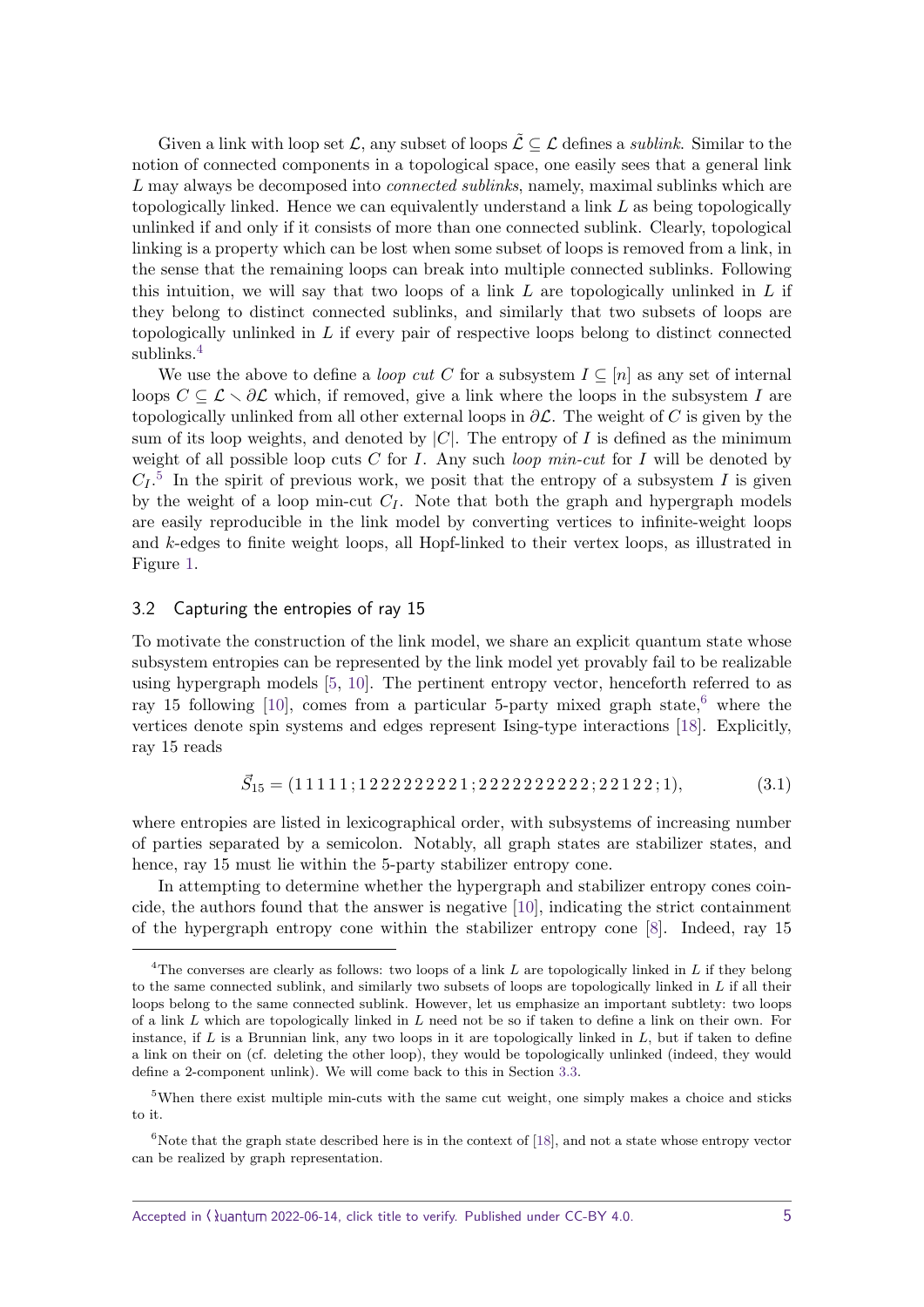Given a link with loop set $\mathcal{L}$, any subset of loops $\tilde{\mathcal{L}} \subseteq \mathcal{L}$ defines a *sublink*. Similar to the notion of connected components in a topological space, one easily sees that a general link $L$ may always be decomposed into *connected sublinks*, namely, maximal sublinks which are topologically linked. Hence we can equivalently understand a link $L$ as being topologically unlinked if and only if it consists of more than one connected sublink. Clearly, topological linking is a property which can be lost when some subset of loops is removed from a link, in the sense that the remaining loops can break into multiple connected sublinks. Following this intuition, we will say that two loops of a link $L$ are topologically unlinked in $L$ if they belong to distinct connected sublinks, and similarly that two subsets of loops are topologically unlinked in $L$ if every pair of respective loops belong to distinct connected sublinks.[4]

We use the above to define a *loop cut* $C$ for a subsystem $I \subseteq [n]$ as any set of internal loops $C \subseteq \mathcal{L} \smallsetminus \partial\mathcal{L}$ which, if removed, give a link where the loops in the subsystem $I$ are topologically unlinked from all other external loops in $\partial\mathcal{L}$. The weight of $C$ is given by the sum of its loop weights, and denoted by $|C|$. The entropy of $I$ is defined as the minimum weight of all possible loop cuts $C$ for $I$. Any such *loop min-cut* for $I$ will be denoted by $C_I$.[5] In the spirit of previous work, we posit that the entropy of a subsystem $I$ is given by the weight of a loop min-cut $C_I$. Note that both the graph and hypergraph models are easily reproducible in the link model by converting vertices to infinite-weight loops and $k$-edges to finite weight loops, all Hopf-linked to their vertex loops, as illustrated in Figure 1.

### 3.2 Capturing the entropies of ray 15

To motivate the construction of the link model, we share an explicit quantum state whose subsystem entropies can be represented by the link model yet provably fail to be realizable using hypergraph models [5, 10]. The pertinent entropy vector, henceforth referred to as ray 15 following [10], comes from a particular 5-party mixed graph state,[6] where the vertices denote spin systems and edges represent Ising-type interactions [18]. Explicitly, ray 15 reads

$$\vec{S}_{15} = (1\,1\,1\,1\,1\,;1\,2\,2\,2\,2\,2\,2\,2\,2\,1\,;2\,2\,2\,2\,2\,2\,2\,2\,2\,2\,;2\,2\,1\,2\,2\,;1), \tag{3.1}$$

where entropies are listed in lexicographical order, with subsystems of increasing number of parties separated by a semicolon. Notably, all graph states are stabilizer states, and hence, ray 15 must lie within the 5-party stabilizer entropy cone.

In attempting to determine whether the hypergraph and stabilizer entropy cones coincide, the authors found that the answer is negative [10], indicating the strict containment of the hypergraph entropy cone within the stabilizer entropy cone [8]. Indeed, ray 15

---

[4] The converses are clearly as follows: two loops of a link $L$ are topologically linked in $L$ if they belong to the same connected sublink, and similarly two subsets of loops are topologically linked in $L$ if all their loops belong to the same connected sublink. However, let us emphasize an important subtlety: two loops of a link $L$ which are topologically linked in $L$ need not be so if taken to define a link on their own. For instance, if $L$ is a Brunnian link, any two loops in it are topologically linked in $L$, but if taken to define a link on their on (cf. deleting the other loop), they would be topologically unlinked (indeed, they would define a 2-component unlink). We will come back to this in Section 3.3.

[5] When there exist multiple min-cuts with the same cut weight, one simply makes a choice and sticks to it.

[6] Note that the graph state described here is in the context of [18], and not a state whose entropy vector can be realized by graph representation.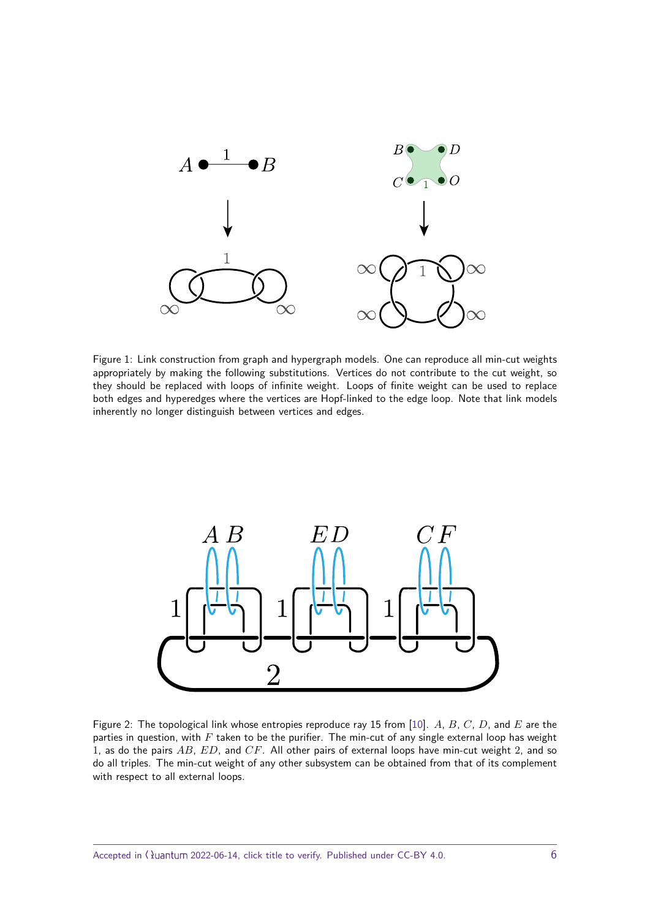Figure 1: Link construction from graph and hypergraph models. One can reproduce all min-cut weights appropriately by making the following substitutions. Vertices do not contribute to the cut weight, so they should be replaced with loops of infinite weight. Loops of finite weight can be used to replace both edges and hyperedges where the vertices are Hopf-linked to the edge loop. Note that link models inherently no longer distinguish between vertices and edges.

Figure 2: The topological link whose entropies reproduce ray 15 from [10]. $A$, $B$, $C$, $D$, and $E$ are the parties in question, with $F$ taken to be the purifier. The min-cut of any single external loop has weight 1, as do the pairs $AB$, $ED$, and $CF$. All other pairs of external loops have min-cut weight 2, and so do all triples. The min-cut weight of any other subsystem can be obtained from that of its complement with respect to all external loops.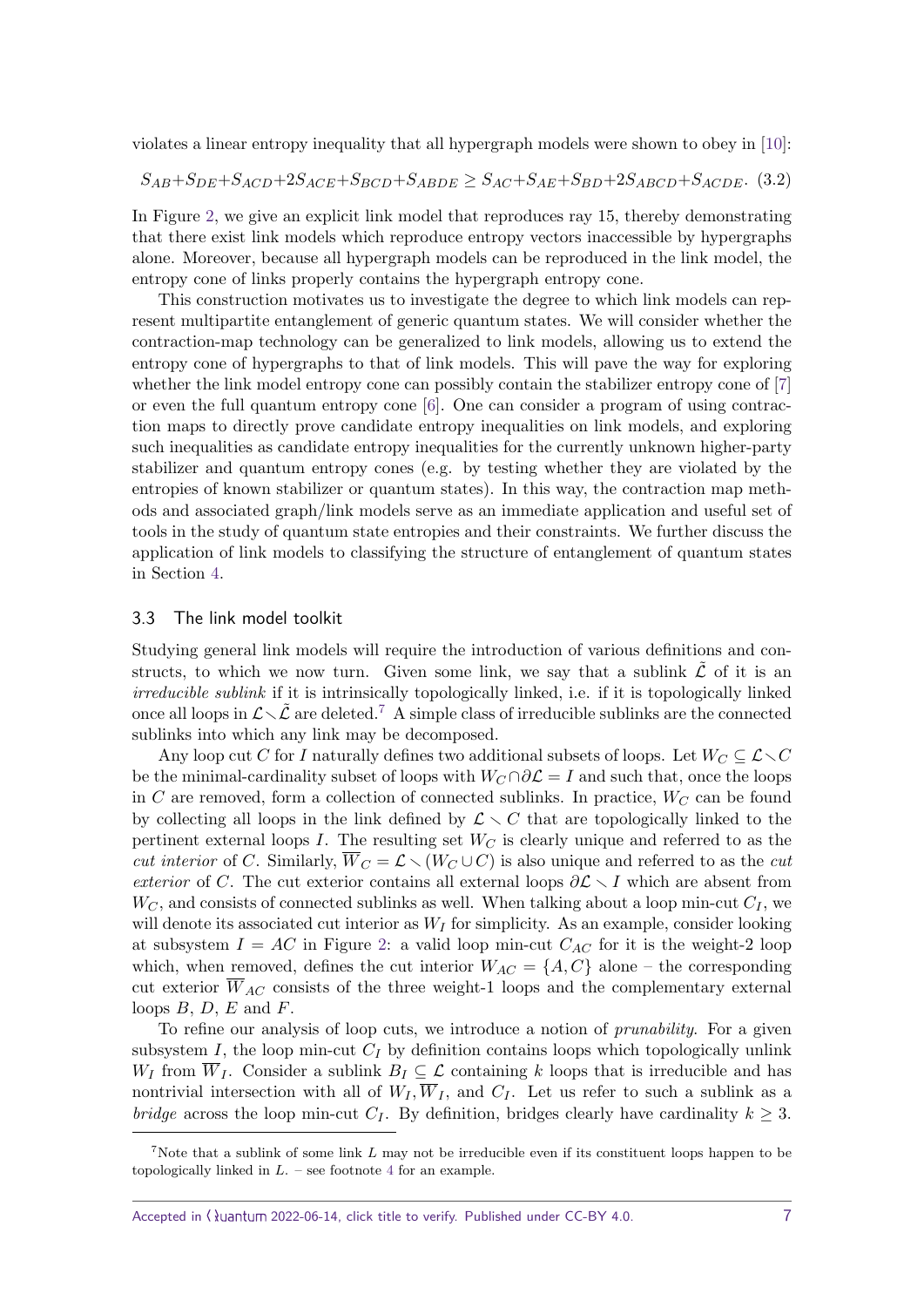violates a linear entropy inequality that all hypergraph models were shown to obey in [10]:

$$S_{AB}+S_{DE}+S_{ACD}+2S_{ACE}+S_{BCD}+S_{ABDE} \geq S_{AC}+S_{AE}+S_{BD}+2S_{ABCD}+S_{ACDE}. \quad (3.2)$$

In Figure 2, we give an explicit link model that reproduces ray 15, thereby demonstrating that there exist link models which reproduce entropy vectors inaccessible by hypergraphs alone. Moreover, because all hypergraph models can be reproduced in the link model, the entropy cone of links properly contains the hypergraph entropy cone.

This construction motivates us to investigate the degree to which link models can represent multipartite entanglement of generic quantum states. We will consider whether the contraction-map technology can be generalized to link models, allowing us to extend the entropy cone of hypergraphs to that of link models. This will pave the way for exploring whether the link model entropy cone can possibly contain the stabilizer entropy cone of [7] or even the full quantum entropy cone [6]. One can consider a program of using contraction maps to directly prove candidate entropy inequalities on link models, and exploring such inequalities as candidate entropy inequalities for the currently unknown higher-party stabilizer and quantum entropy cones (e.g. by testing whether they are violated by the entropies of known stabilizer or quantum states). In this way, the contraction map methods and associated graph/link models serve as an immediate application and useful set of tools in the study of quantum state entropies and their constraints. We further discuss the application of link models to classifying the structure of entanglement of quantum states in Section 4.

### 3.3 The link model toolkit

Studying general link models will require the introduction of various definitions and constructs, to which we now turn. Given some link, we say that a sublink $\tilde{\mathcal{L}}$ of it is an *irreducible sublink* if it is intrinsically topologically linked, i.e. if it is topologically linked once all loops in $\mathcal{L} \smallsetminus \tilde{\mathcal{L}}$ are deleted.[7] A simple class of irreducible sublinks are the connected sublinks into which any link may be decomposed.

Any loop cut $C$ for $I$ naturally defines two additional subsets of loops. Let $W_C \subseteq \mathcal{L} \smallsetminus C$ be the minimal-cardinality subset of loops with $W_C \cap \partial\mathcal{L} = I$ and such that, once the loops in $C$ are removed, form a collection of connected sublinks. In practice, $W_C$ can be found by collecting all loops in the link defined by $\mathcal{L} \smallsetminus C$ that are topologically linked to the pertinent external loops $I$. The resulting set $W_C$ is clearly unique and referred to as the *cut interior* of $C$. Similarly, $\overline{W}_C = \mathcal{L} \smallsetminus (W_C \cup C)$ is also unique and referred to as the *cut exterior* of $C$. The cut exterior contains all external loops $\partial\mathcal{L} \smallsetminus I$ which are absent from $W_C$, and consists of connected sublinks as well. When talking about a loop min-cut $C_I$, we will denote its associated cut interior as $W_I$ for simplicity. As an example, consider looking at subsystem $I = AC$ in Figure 2: a valid loop min-cut $C_{AC}$ for it is the weight-2 loop which, when removed, defines the cut interior $W_{AC} = \{A, C\}$ alone – the corresponding cut exterior $\overline{W}_{AC}$ consists of the three weight-1 loops and the complementary external loops $B$, $D$, $E$ and $F$.

To refine our analysis of loop cuts, we introduce a notion of *prunability*. For a given subsystem $I$, the loop min-cut $C_I$ by definition contains loops which topologically unlink $W_I$ from $\overline{W}_I$. Consider a sublink $B_I \subseteq \mathcal{L}$ containing $k$ loops that is irreducible and has nontrivial intersection with all of $W_I, \overline{W}_I$, and $C_I$. Let us refer to such a sublink as a *bridge* across the loop min-cut $C_I$. By definition, bridges clearly have cardinality $k \geq 3$.

[7] Note that a sublink of some link $L$ may not be irreducible even if its constituent loops happen to be topologically linked in $L$. – see footnote 4 for an example.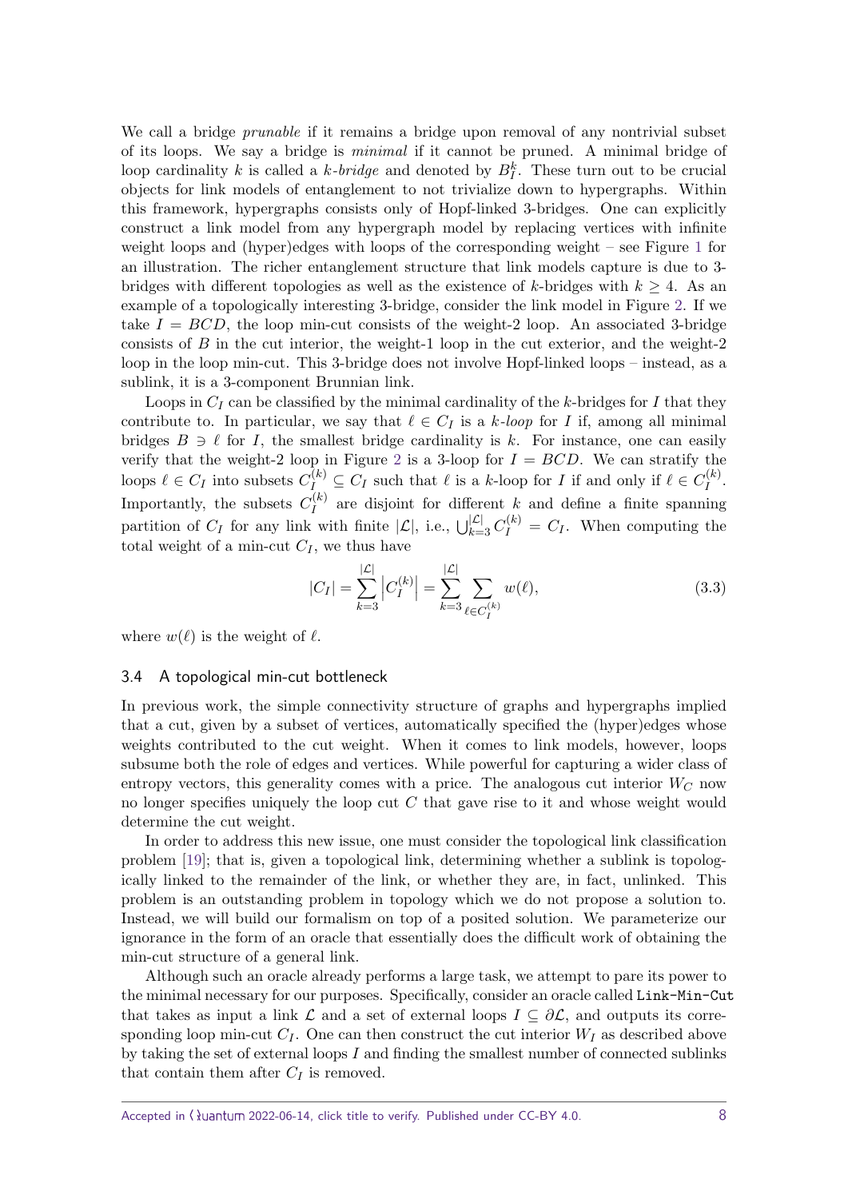We call a bridge *prunable* if it remains a bridge upon removal of any nontrivial subset of its loops. We say a bridge is *minimal* if it cannot be pruned. A minimal bridge of loop cardinality $k$ is called a *$k$-bridge* and denoted by $B_I^k$. These turn out to be crucial objects for link models of entanglement to not trivialize down to hypergraphs. Within this framework, hypergraphs consists only of Hopf-linked 3-bridges. One can explicitly construct a link model from any hypergraph model by replacing vertices with infinite weight loops and (hyper)edges with loops of the corresponding weight – see Figure 1 for an illustration. The richer entanglement structure that link models capture is due to 3-bridges with different topologies as well as the existence of $k$-bridges with $k \geq 4$. As an example of a topologically interesting 3-bridge, consider the link model in Figure 2. If we take $I = BCD$, the loop min-cut consists of the weight-2 loop. An associated 3-bridge consists of $B$ in the cut interior, the weight-1 loop in the cut exterior, and the weight-2 loop in the loop min-cut. This 3-bridge does not involve Hopf-linked loops – instead, as a sublink, it is a 3-component Brunnian link.

Loops in $C_I$ can be classified by the minimal cardinality of the $k$-bridges for $I$ that they contribute to. In particular, we say that $\ell \in C_I$ is a *$k$-loop* for $I$ if, among all minimal bridges $B \ni \ell$ for $I$, the smallest bridge cardinality is $k$. For instance, one can easily verify that the weight-2 loop in Figure 2 is a 3-loop for $I = BCD$. We can stratify the loops $\ell \in C_I$ into subsets $C_I^{(k)} \subseteq C_I$ such that $\ell$ is a $k$-loop for $I$ if and only if $\ell \in C_I^{(k)}$. Importantly, the subsets $C_I^{(k)}$ are disjoint for different $k$ and define a finite spanning partition of $C_I$ for any link with finite $|\mathcal{L}|$, i.e., $\bigcup_{k=3}^{|\mathcal{L}|} C_I^{(k)} = C_I$. When computing the total weight of a min-cut $C_I$, we thus have

$$|C_I| = \sum_{k=3}^{|\mathcal{L}|} \left| C_I^{(k)} \right| = \sum_{k=3}^{|\mathcal{L}|} \sum_{\ell \in C_I^{(k)}} w(\ell), \tag{3.3}$$

where $w(\ell)$ is the weight of $\ell$.

### 3.4 A topological min-cut bottleneck

In previous work, the simple connectivity structure of graphs and hypergraphs implied that a cut, given by a subset of vertices, automatically specified the (hyper)edges whose weights contributed to the cut weight. When it comes to link models, however, loops subsume both the role of edges and vertices. While powerful for capturing a wider class of entropy vectors, this generality comes with a price. The analogous cut interior $W_C$ now no longer specifies uniquely the loop cut $C$ that gave rise to it and whose weight would determine the cut weight.

In order to address this new issue, one must consider the topological link classification problem [19]; that is, given a topological link, determining whether a sublink is topologically linked to the remainder of the link, or whether they are, in fact, unlinked. This problem is an outstanding problem in topology which we do not propose a solution to. Instead, we will build our formalism on top of a posited solution. We parameterize our ignorance in the form of an oracle that essentially does the difficult work of obtaining the min-cut structure of a general link.

Although such an oracle already performs a large task, we attempt to pare its power to the minimal necessary for our purposes. Specifically, consider an oracle called `Link-Min-Cut` that takes as input a link $\mathcal{L}$ and a set of external loops $I \subseteq \partial\mathcal{L}$, and outputs its corresponding loop min-cut $C_I$. One can then construct the cut interior $W_I$ as described above by taking the set of external loops $I$ and finding the smallest number of connected sublinks that contain them after $C_I$ is removed.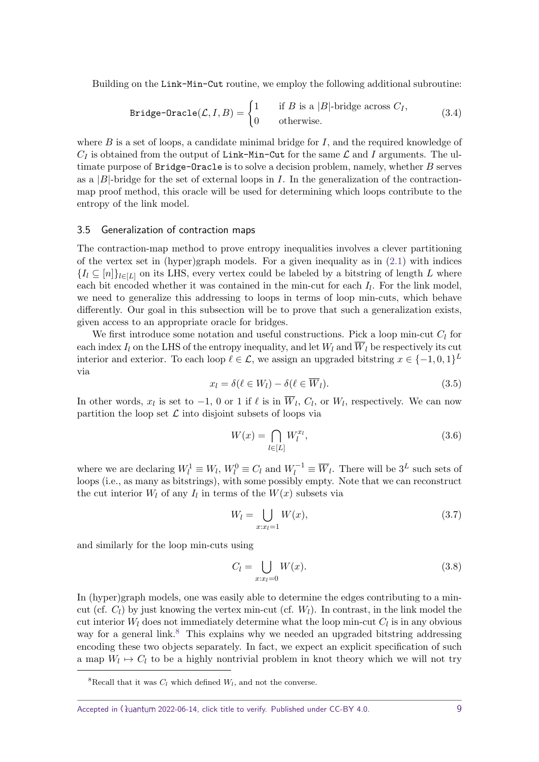Building on the `Link-Min-Cut` routine, we employ the following additional subroutine:

$$
\texttt{Bridge-Oracle}(\mathcal{L}, I, B) = \begin{cases} 1 & \text{if } B \text{ is a } |B|\text{-bridge across } C_I, \\ 0 & \text{otherwise.} \end{cases} \tag{3.4}
$$

where $B$ is a set of loops, a candidate minimal bridge for $I$, and the required knowledge of $C_I$ is obtained from the output of `Link-Min-Cut` for the same $\mathcal{L}$ and $I$ arguments. The ultimate purpose of `Bridge-Oracle` is to solve a decision problem, namely, whether $B$ serves as a $|B|$-bridge for the set of external loops in $I$. In the generalization of the contraction-map proof method, this oracle will be used for determining which loops contribute to the entropy of the link model.

## 3.5 Generalization of contraction maps

The contraction-map method to prove entropy inequalities involves a clever partitioning of the vertex set in (hyper)graph models. For a given inequality as in (2.1) with indices $\{I_l \subseteq [n]\}_{l\in[L]}$ on its LHS, every vertex could be labeled by a bitstring of length $L$ where each bit encoded whether it was contained in the min-cut for each $I_l$. For the link model, we need to generalize this addressing to loops in terms of loop min-cuts, which behave differently. Our goal in this subsection will be to prove that such a generalization exists, given access to an appropriate oracle for bridges.

We first introduce some notation and useful constructions. Pick a loop min-cut $C_l$ for each index $I_l$ on the LHS of the entropy inequality, and let $W_l$ and $\overline{W}_l$ be respectively its cut interior and exterior. To each loop $\ell \in \mathcal{L}$, we assign an upgraded bitstring $x \in \{-1, 0, 1\}^L$ via

$$
x_l = \delta(\ell \in W_l) - \delta(\ell \in \overline{W}_l). \tag{3.5}
$$

In other words, $x_l$ is set to $-1$, $0$ or $1$ if $\ell$ is in $\overline{W}_l$, $C_l$, or $W_l$, respectively. We can now partition the loop set $\mathcal{L}$ into disjoint subsets of loops via

$$
W(x) = \bigcap_{l\in[L]} W_l^{x_l}, \tag{3.6}
$$

where we are declaring $W_l^1 \equiv W_l$, $W_l^0 \equiv C_l$ and $W_l^{-1} \equiv \overline{W}_l$. There will be $3^L$ such sets of loops (i.e., as many as bitstrings), with some possibly empty. Note that we can reconstruct the cut interior $W_l$ of any $I_l$ in terms of the $W(x)$ subsets via

$$
W_l = \bigcup_{x:x_l=1} W(x), \tag{3.7}
$$

and similarly for the loop min-cuts using

$$
C_l = \bigcup_{x:x_l=0} W(x). \tag{3.8}
$$

In (hyper)graph models, one was easily able to determine the edges contributing to a min-cut (cf. $C_l$) by just knowing the vertex min-cut (cf. $W_l$). In contrast, in the link model the cut interior $W_l$ does not immediately determine what the loop min-cut $C_l$ is in any obvious way for a general link.[8] This explains why we needed an upgraded bitstring addressing encoding these two objects separately. In fact, we expect an explicit specification of such a map $W_l \mapsto C_l$ to be a highly nontrivial problem in knot theory which we will not try

[8] Recall that it was $C_l$ which defined $W_l$, and not the converse.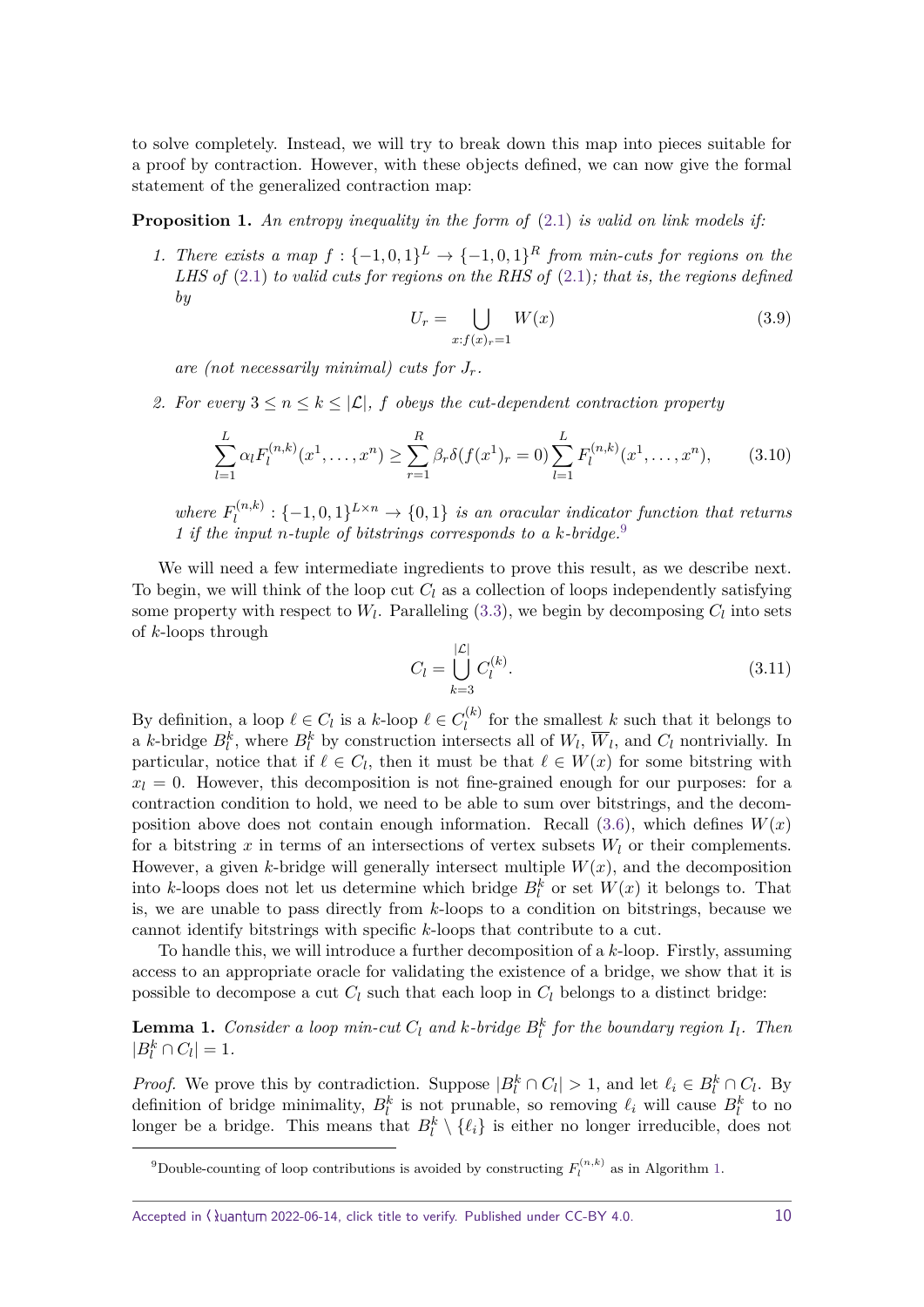to solve completely. Instead, we will try to break down this map into pieces suitable for a proof by contraction. However, with these objects defined, we can now give the formal statement of the generalized contraction map:

**Proposition 1.** *An entropy inequality in the form of (2.1) is valid on link models if:*

1. *There exists a map $f : \{-1, 0, 1\}^L \to \{-1, 0, 1\}^R$ from min-cuts for regions on the LHS of (2.1) to valid cuts for regions on the RHS of (2.1); that is, the regions defined by*

$$U_r = \bigcup_{x: f(x)_r = 1} W(x) \tag{3.9}$$

   *are (not necessarily minimal) cuts for $J_r$.*

2. *For every $3 \leq n \leq k \leq |\mathcal{L}|$, $f$ obeys the cut-dependent contraction property*

$$\sum_{l=1}^{L} \alpha_l F_l^{(n,k)}(x^1, \ldots, x^n) \geq \sum_{r=1}^{R} \beta_r \delta(f(x^1)_r = 0) \sum_{l=1}^{L} F_l^{(n,k)}(x^1, \ldots, x^n), \tag{3.10}$$

   *where $F_l^{(n,k)} : \{-1, 0, 1\}^{L \times n} \to \{0, 1\}$ is an oracular indicator function that returns 1 if the input $n$-tuple of bitstrings corresponds to a $k$-bridge.*[9]

We will need a few intermediate ingredients to prove this result, as we describe next. To begin, we will think of the loop cut $C_l$ as a collection of loops independently satisfying some property with respect to $W_l$. Paralleling (3.3), we begin by decomposing $C_l$ into sets of $k$-loops through

$$C_l = \bigcup_{k=3}^{|\mathcal{L}|} C_l^{(k)}. \tag{3.11}$$

By definition, a loop $\ell \in C_l$ is a $k$-loop $\ell \in C_l^{(k)}$ for the smallest $k$ such that it belongs to a $k$-bridge $B_l^k$, where $B_l^k$ by construction intersects all of $W_l$, $\overline{W}_l$, and $C_l$ nontrivially. In particular, notice that if $\ell \in C_l$, then it must be that $\ell \in W(x)$ for some bitstring with $x_l = 0$. However, this decomposition is not fine-grained enough for our purposes: for a contraction condition to hold, we need to be able to sum over bitstrings, and the decomposition above does not contain enough information. Recall (3.6), which defines $W(x)$ for a bitstring $x$ in terms of an intersections of vertex subsets $W_l$ or their complements. However, a given $k$-bridge will generally intersect multiple $W(x)$, and the decomposition into $k$-loops does not let us determine which bridge $B_l^k$ or set $W(x)$ it belongs to. That is, we are unable to pass directly from $k$-loops to a condition on bitstrings, because we cannot identify bitstrings with specific $k$-loops that contribute to a cut.

To handle this, we will introduce a further decomposition of a $k$-loop. Firstly, assuming access to an appropriate oracle for validating the existence of a bridge, we show that it is possible to decompose a cut $C_l$ such that each loop in $C_l$ belongs to a distinct bridge:

**Lemma 1.** *Consider a loop min-cut $C_l$ and $k$-bridge $B_l^k$ for the boundary region $I_l$. Then $|B_l^k \cap C_l| = 1$.*

*Proof.* We prove this by contradiction. Suppose $|B_l^k \cap C_l| > 1$, and let $\ell_i \in B_l^k \cap C_l$. By definition of bridge minimality, $B_l^k$ is not prunable, so removing $\ell_i$ will cause $B_l^k$ to no longer be a bridge. This means that $B_l^k \setminus \{\ell_i\}$ is either no longer irreducible, does not

[9] Double-counting of loop contributions is avoided by constructing $F_l^{(n,k)}$ as in Algorithm 1.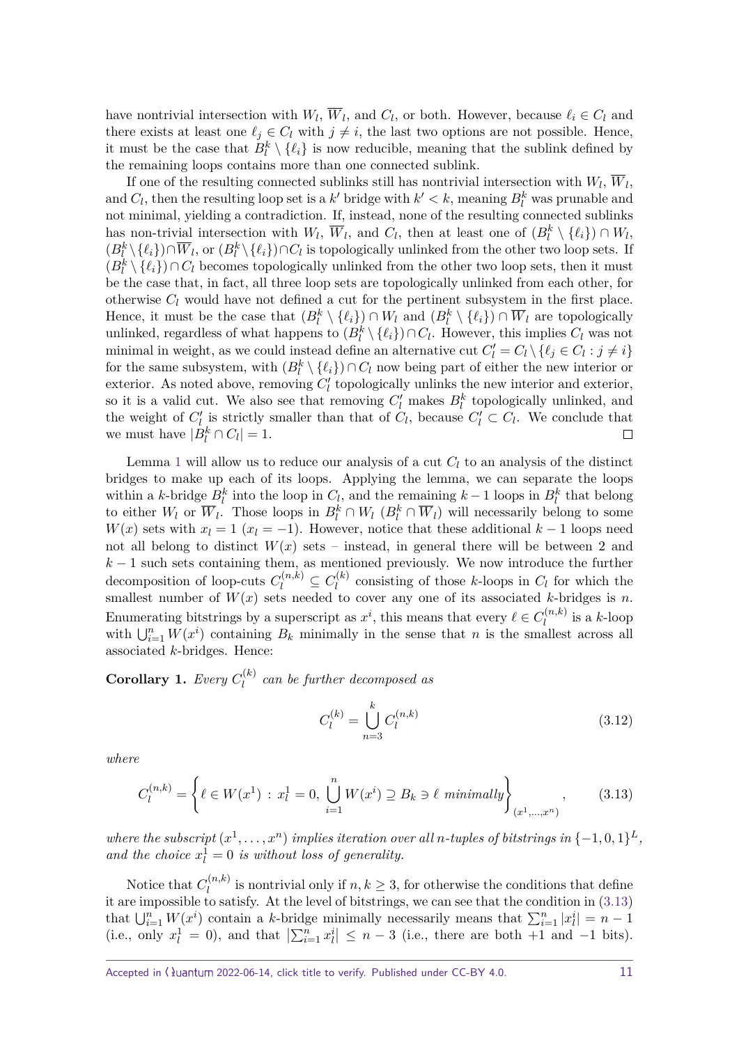have nontrivial intersection with $W_l$, $\overline{W}_l$, and $C_l$, or both. However, because $\ell_i \in C_l$ and there exists at least one $\ell_j \in C_l$ with $j \neq i$, the last two options are not possible. Hence, it must be the case that $B_l^k \setminus \{\ell_i\}$ is now reducible, meaning that the sublink defined by the remaining loops contains more than one connected sublink.

If one of the resulting connected sublinks still has nontrivial intersection with $W_l$, $\overline{W}_l$, and $C_l$, then the resulting loop set is a $k'$ bridge with $k' < k$, meaning $B_l^k$ was prunable and not minimal, yielding a contradiction. If, instead, none of the resulting connected sublinks has non-trivial intersection with $W_l$, $\overline{W}_l$, and $C_l$, then at least one of $(B_l^k \setminus \{\ell_i\}) \cap W_l$, $(B_l^k \setminus \{\ell_i\}) \cap \overline{W}_l$, or $(B_l^k \setminus \{\ell_i\}) \cap C_l$ is topologically unlinked from the other two loop sets. If $(B_l^k \setminus \{\ell_i\}) \cap C_l$ becomes topologically unlinked from the other two loop sets, then it must be the case that, in fact, all three loop sets are topologically unlinked from each other, for otherwise $C_l$ would have not defined a cut for the pertinent subsystem in the first place. Hence, it must be the case that $(B_l^k \setminus \{\ell_i\}) \cap W_l$ and $(B_l^k \setminus \{\ell_i\}) \cap \overline{W}_l$ are topologically unlinked, regardless of what happens to $(B_l^k \setminus \{\ell_i\}) \cap C_l$. However, this implies $C_l$ was not minimal in weight, as we could instead define an alternative cut $C_l' = C_l \setminus \{\ell_j \in C_l : j \neq i\}$ for the same subsystem, with $(B_l^k \setminus \{\ell_i\}) \cap C_l$ now being part of either the new interior or exterior. As noted above, removing $C_l'$ topologically unlinks the new interior and exterior, so it is a valid cut. We also see that removing $C_l'$ makes $B_l^k$ topologically unlinked, and the weight of $C_l'$ is strictly smaller than that of $C_l$, because $C_l' \subset C_l$. We conclude that we must have $|B_l^k \cap C_l| = 1$. ◻

Lemma 1 will allow us to reduce our analysis of a cut $C_l$ to an analysis of the distinct bridges to make up each of its loops. Applying the lemma, we can separate the loops within a $k$-bridge $B_l^k$ into the loop in $C_l$, and the remaining $k-1$ loops in $B_l^k$ that belong to either $W_l$ or $\overline{W}_l$. Those loops in $B_l^k \cap W_l$ ($B_l^k \cap \overline{W}_l$) will necessarily belong to some $W(x)$ sets with $x_l = 1$ ($x_l = -1$). However, notice that these additional $k-1$ loops need not all belong to distinct $W(x)$ sets – instead, in general there will be between 2 and $k-1$ such sets containing them, as mentioned previously. We now introduce the further decomposition of loop-cuts $C_l^{(n,k)} \subseteq C_l^{(k)}$ consisting of those $k$-loops in $C_l$ for which the smallest number of $W(x)$ sets needed to cover any one of its associated $k$-bridges is $n$. Enumerating bitstrings by a superscript as $x^i$, this means that every $\ell \in C_l^{(n,k)}$ is a $k$-loop with $\bigcup_{i=1}^n W(x^i)$ containing $B_k$ minimally in the sense that $n$ is the smallest across all associated $k$-bridges. Hence:

**Corollary 1.** *Every $C_l^{(k)}$ can be further decomposed as*

$$C_l^{(k)} = \bigcup_{n=3}^{k} C_l^{(n,k)} \tag{3.12}$$

*where*

$$C_l^{(n,k)} = \left\{ \ell \in W(x^1) \, : \, x_l^1 = 0, \, \bigcup_{i=1}^{n} W(x^i) \supseteq B_k \ni \ell \textit{ minimally} \right\}_{(x^1,\ldots,x^n)}, \tag{3.13}$$

*where the subscript $(x^1, \ldots, x^n)$ implies iteration over all $n$-tuples of bitstrings in $\{-1, 0, 1\}^L$, and the choice $x_l^1 = 0$ is without loss of generality.*

Notice that $C_l^{(n,k)}$ is nontrivial only if $n, k \geq 3$, for otherwise the conditions that define it are impossible to satisfy. At the level of bitstrings, we can see that the condition in (3.13) that $\bigcup_{i=1}^n W(x^i)$ contain a $k$-bridge minimally necessarily means that $\sum_{i=1}^n |x_l^i| = n-1$ (i.e., only $x_l^1 = 0$), and that $\left|\sum_{i=1}^n x_l^i\right| \leq n-3$ (i.e., there are both $+1$ and $-1$ bits).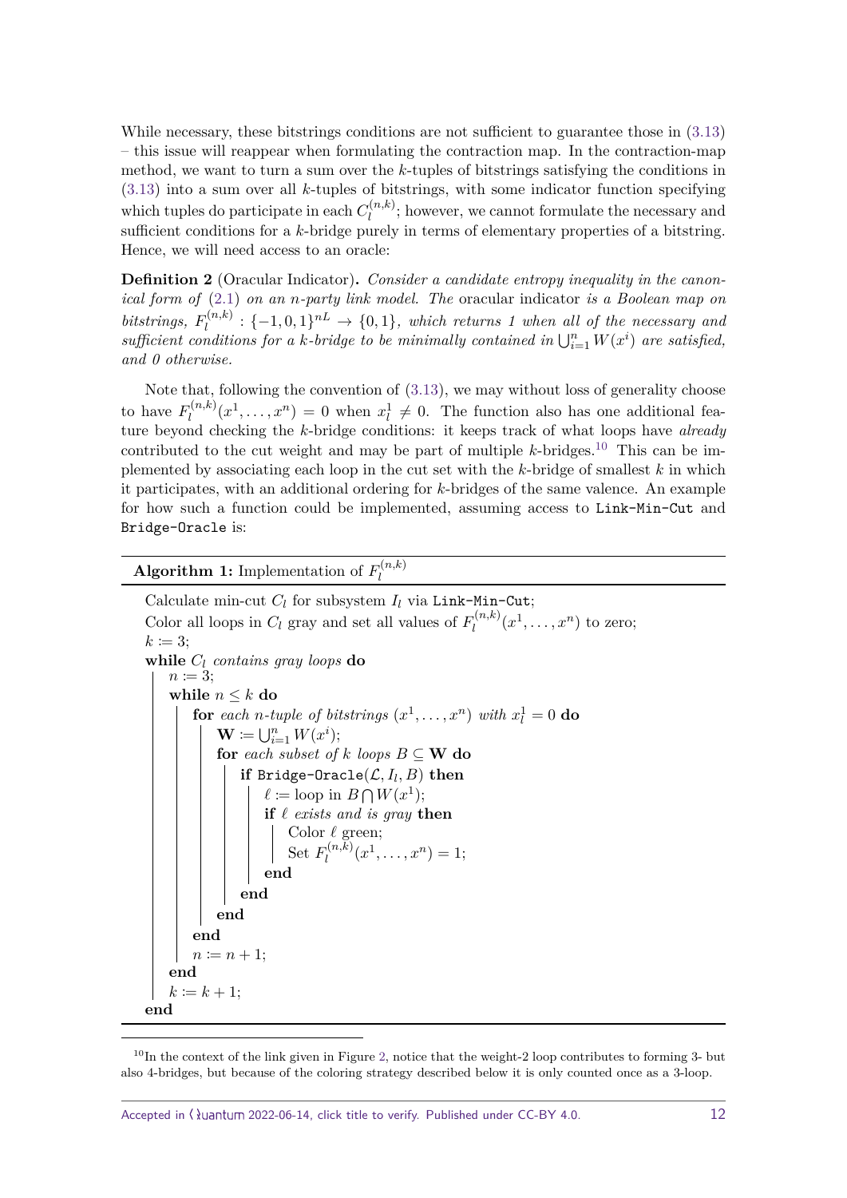While necessary, these bitstrings conditions are not sufficient to guarantee those in (3.13) – this issue will reappear when formulating the contraction map. In the contraction-map method, we want to turn a sum over the $k$-tuples of bitstrings satisfying the conditions in (3.13) into a sum over all $k$-tuples of bitstrings, with some indicator function specifying which tuples do participate in each $C_l^{(n,k)}$; however, we cannot formulate the necessary and sufficient conditions for a $k$-bridge purely in terms of elementary properties of a bitstring. Hence, we will need access to an oracle:

**Definition 2** (Oracular Indicator)**.** *Consider a candidate entropy inequality in the canonical form of* (2.1) *on an $n$-party link model. The* oracular indicator *is a Boolean map on bitstrings, $F_l^{(n,k)} : \{-1, 0, 1\}^{nL} \to \{0, 1\}$, which returns 1 when all of the necessary and sufficient conditions for a $k$-bridge to be minimally contained in $\bigcup_{i=1}^n W(x^i)$ are satisfied, and 0 otherwise.*

Note that, following the convention of (3.13), we may without loss of generality choose to have $F_l^{(n,k)}(x^1, \ldots, x^n) = 0$ when $x_l^1 \neq 0$. The function also has one additional feature beyond checking the $k$-bridge conditions: it keeps track of what loops have *already* contributed to the cut weight and may be part of multiple $k$-bridges.[10] This can be implemented by associating each loop in the cut set with the $k$-bridge of smallest $k$ in which it participates, with an additional ordering for $k$-bridges of the same valence. An example for how such a function could be implemented, assuming access to `Link-Min-Cut` and `Bridge-Oracle` is:

**Algorithm 1:** Implementation of $F_l^{(n,k)}$

```
Calculate min-cut C_l for subsystem I_l via Link-Min-Cut;
Color all loops in C_l gray and set all values of F_l^(n,k)(x^1, ..., x^n) to zero;
k := 3;
while C_l contains gray loops do
    n := 3;
    while n ≤ k do
        for each n-tuple of bitstrings (x^1, ..., x^n) with x_l^1 = 0 do
            W := ⋃_{i=1}^n W(x^i);
            for each subset of k loops B ⊆ W do
                if Bridge-Oracle(L, I_l, B) then
                    ℓ := loop in B ⋂ W(x^1);
                    if ℓ exists and is gray then
                        Color ℓ green;
                        Set F_l^(n,k)(x^1, ..., x^n) = 1;
                    end
                end
            end
        end
        n := n + 1;
    end
    k := k + 1;
end
```

[10] In the context of the link given in Figure 2, notice that the weight-2 loop contributes to forming 3- but also 4-bridges, but because of the coloring strategy described below it is only counted once as a 3-loop.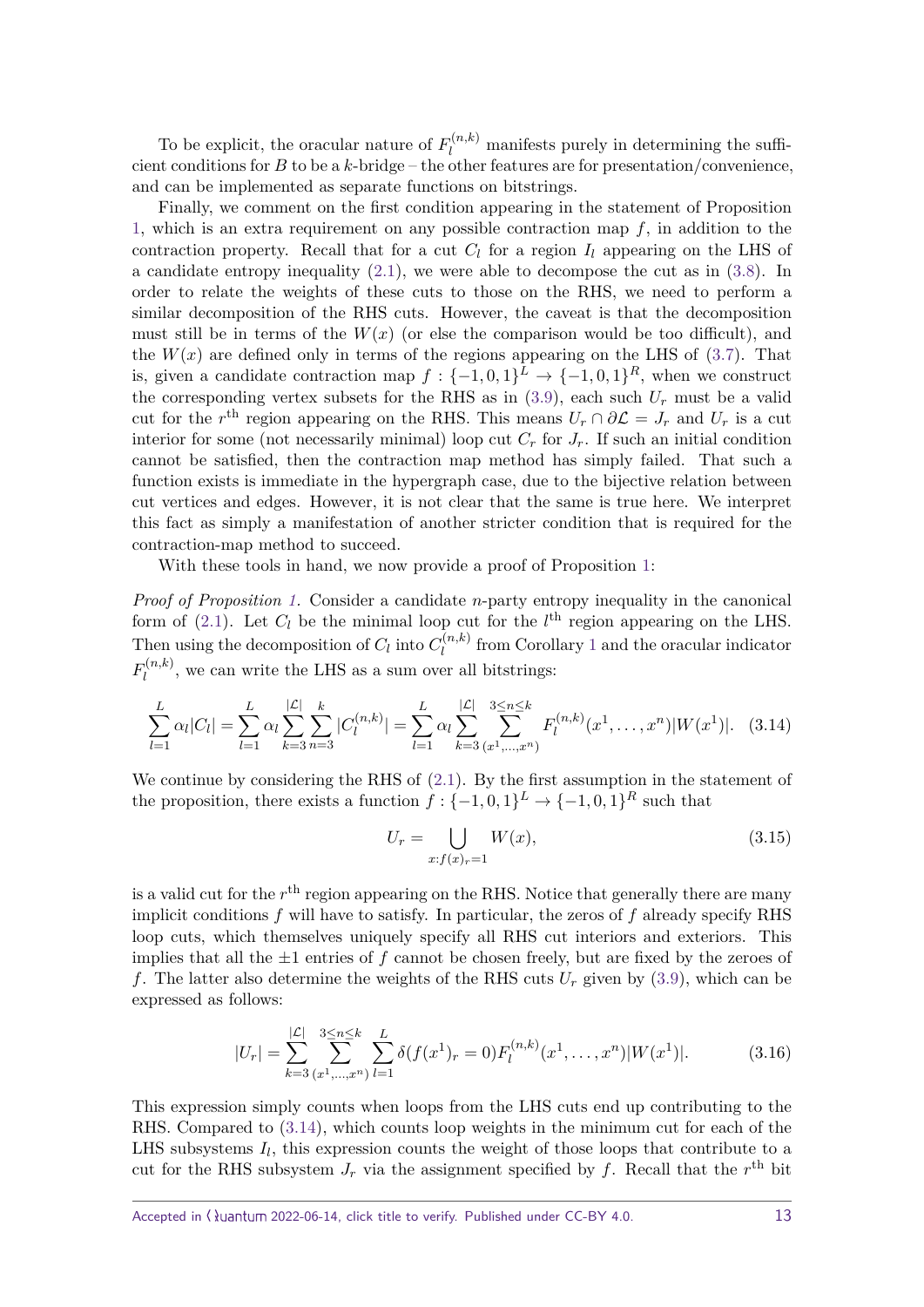To be explicit, the oracular nature of $F_l^{(n,k)}$ manifests purely in determining the sufficient conditions for $B$ to be a $k$-bridge – the other features are for presentation/convenience, and can be implemented as separate functions on bitstrings.

Finally, we comment on the first condition appearing in the statement of Proposition 1, which is an extra requirement on any possible contraction map $f$, in addition to the contraction property. Recall that for a cut $C_l$ for a region $I_l$ appearing on the LHS of a candidate entropy inequality (2.1), we were able to decompose the cut as in (3.8). In order to relate the weights of these cuts to those on the RHS, we need to perform a similar decomposition of the RHS cuts. However, the caveat is that the decomposition must still be in terms of the $W(x)$ (or else the comparison would be too difficult), and the $W(x)$ are defined only in terms of the regions appearing on the LHS of (3.7). That is, given a candidate contraction map $f : \{-1, 0, 1\}^L \to \{-1, 0, 1\}^R$, when we construct the corresponding vertex subsets for the RHS as in (3.9), each such $U_r$ must be a valid cut for the $r^{\text{th}}$ region appearing on the RHS. This means $U_r \cap \partial\mathcal{L} = J_r$ and $U_r$ is a cut interior for some (not necessarily minimal) loop cut $C_r$ for $J_r$. If such an initial condition cannot be satisfied, then the contraction map method has simply failed. That such a function exists is immediate in the hypergraph case, due to the bijective relation between cut vertices and edges. However, it is not clear that the same is true here. We interpret this fact as simply a manifestation of another stricter condition that is required for the contraction-map method to succeed.

With these tools in hand, we now provide a proof of Proposition 1:

*Proof of Proposition 1.* Consider a candidate $n$-party entropy inequality in the canonical form of (2.1). Let $C_l$ be the minimal loop cut for the $l^{\text{th}}$ region appearing on the LHS. Then using the decomposition of $C_l$ into $C_l^{(n,k)}$ from Corollary 1 and the oracular indicator $F_l^{(n,k)}$, we can write the LHS as a sum over all bitstrings:

$$\sum_{l=1}^{L} \alpha_l |C_l| = \sum_{l=1}^{L} \alpha_l \sum_{k=3}^{|\mathcal{L}|} \sum_{n=3}^{k} |C_l^{(n,k)}| = \sum_{l=1}^{L} \alpha_l \sum_{k=3}^{|\mathcal{L}|} \sum_{(x^1,\ldots,x^n)}^{3\leq n \leq k} F_l^{(n,k)}(x^1, \ldots, x^n)|W(x^1)|. \quad (3.14)$$

We continue by considering the RHS of (2.1). By the first assumption in the statement of the proposition, there exists a function $f : \{-1, 0, 1\}^L \to \{-1, 0, 1\}^R$ such that

$$U_r = \bigcup_{x : f(x)_r = 1} W(x), \quad (3.15)$$

is a valid cut for the $r^{\text{th}}$ region appearing on the RHS. Notice that generally there are many implicit conditions $f$ will have to satisfy. In particular, the zeros of $f$ already specify RHS loop cuts, which themselves uniquely specify all RHS cut interiors and exteriors. This implies that all the $\pm 1$ entries of $f$ cannot be chosen freely, but are fixed by the zeroes of $f$. The latter also determine the weights of the RHS cuts $U_r$ given by (3.9), which can be expressed as follows:

$$|U_r| = \sum_{k=3}^{|\mathcal{L}|} \sum_{(x^1,\ldots,x^n)}^{3\leq n \leq k} \sum_{l=1}^{L} \delta(f(x^1)_r = 0) F_l^{(n,k)}(x^1, \ldots, x^n)|W(x^1)|. \quad (3.16)$$

This expression simply counts when loops from the LHS cuts end up contributing to the RHS. Compared to (3.14), which counts loop weights in the minimum cut for each of the LHS subsystems $I_l$, this expression counts the weight of those loops that contribute to a cut for the RHS subsystem $J_r$ via the assignment specified by $f$. Recall that the $r^{\text{th}}$ bit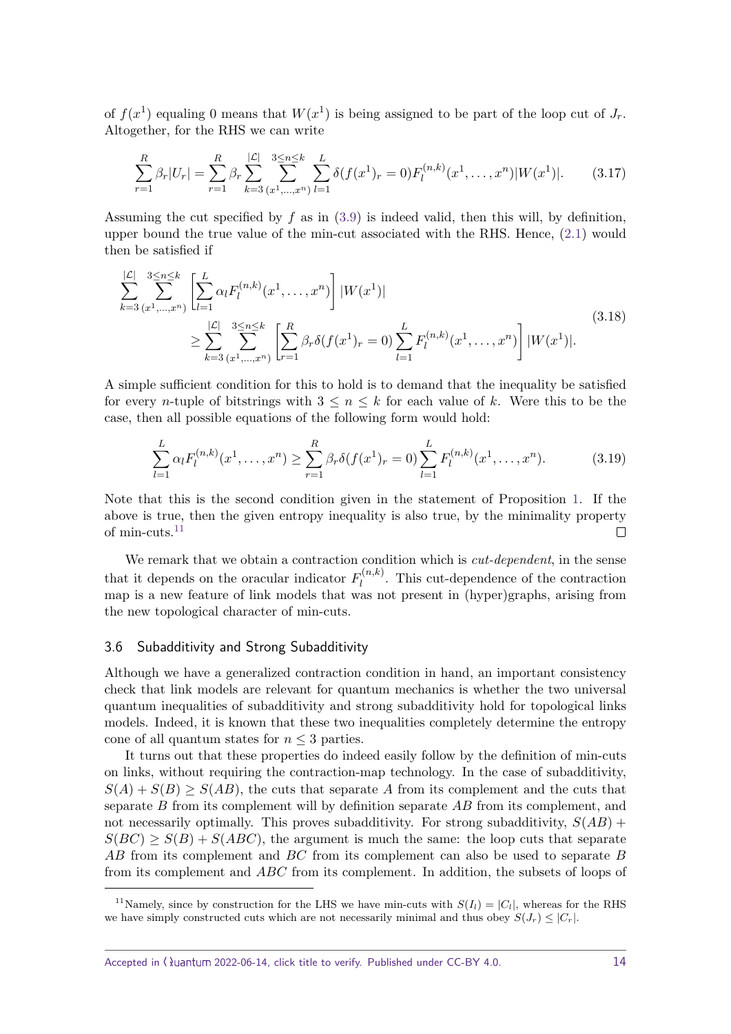of $f(x^1)$ equaling 0 means that $W(x^1)$ is being assigned to be part of the loop cut of $J_r$. Altogether, for the RHS we can write

$$\sum_{r=1}^{R} \beta_r |U_r| = \sum_{r=1}^{R} \beta_r \sum_{k=3}^{|\mathcal{L}|} \sum_{(x^1,\ldots,x^n)}^{3\leq n\leq k} \sum_{l=1}^{L} \delta(f(x^1)_r = 0) F_l^{(n,k)}(x^1,\ldots,x^n)|W(x^1)|. \tag{3.17}$$

Assuming the cut specified by $f$ as in (3.9) is indeed valid, then this will, by definition, upper bound the true value of the min-cut associated with the RHS. Hence, (2.1) would then be satisfied if

$$\begin{aligned}\sum_{k=3}^{|\mathcal{L}|} \sum_{(x^1,\ldots,x^n)}^{3\leq n\leq k} \left[\sum_{l=1}^{L} \alpha_l F_l^{(n,k)}(x^1,\ldots,x^n)\right] |W(x^1)| \\ \geq \sum_{k=3}^{|\mathcal{L}|} \sum_{(x^1,\ldots,x^n)}^{3\leq n\leq k} \left[\sum_{r=1}^{R} \beta_r \delta(f(x^1)_r = 0) \sum_{l=1}^{L} F_l^{(n,k)}(x^1,\ldots,x^n)\right] |W(x^1)|.\end{aligned} \tag{3.18}$$

A simple sufficient condition for this to hold is to demand that the inequality be satisfied for every $n$-tuple of bitstrings with $3 \leq n \leq k$ for each value of $k$. Were this to be the case, then all possible equations of the following form would hold:

$$\sum_{l=1}^{L} \alpha_l F_l^{(n,k)}(x^1,\ldots,x^n) \geq \sum_{r=1}^{R} \beta_r \delta(f(x^1)_r = 0) \sum_{l=1}^{L} F_l^{(n,k)}(x^1,\ldots,x^n). \tag{3.19}$$

Note that this is the second condition given in the statement of Proposition 1. If the above is true, then the given entropy inequality is also true, by the minimality property of min-cuts.[11] □

We remark that we obtain a contraction condition which is *cut-dependent*, in the sense that it depends on the oracular indicator $F_l^{(n,k)}$. This cut-dependence of the contraction map is a new feature of link models that was not present in (hyper)graphs, arising from the new topological character of min-cuts.

## 3.6 Subadditivity and Strong Subadditivity

Although we have a generalized contraction condition in hand, an important consistency check that link models are relevant for quantum mechanics is whether the two universal quantum inequalities of subadditivity and strong subadditivity hold for topological links models. Indeed, it is known that these two inequalities completely determine the entropy cone of all quantum states for $n \leq 3$ parties.

It turns out that these properties do indeed easily follow by the definition of min-cuts on links, without requiring the contraction-map technology. In the case of subadditivity, $S(A) + S(B) \geq S(AB)$, the cuts that separate $A$ from its complement and the cuts that separate $B$ from its complement will by definition separate $AB$ from its complement, and not necessarily optimally. This proves subadditivity. For strong subadditivity, $S(AB) + S(BC) \geq S(B) + S(ABC)$, the argument is much the same: the loop cuts that separate $AB$ from its complement and $BC$ from its complement can also be used to separate $B$ from its complement and $ABC$ from its complement. In addition, the subsets of loops of

[11] Namely, since by construction for the LHS we have min-cuts with $S(I_l) = |C_l|$, whereas for the RHS we have simply constructed cuts which are not necessarily minimal and thus obey $S(J_r) \leq |C_r|$.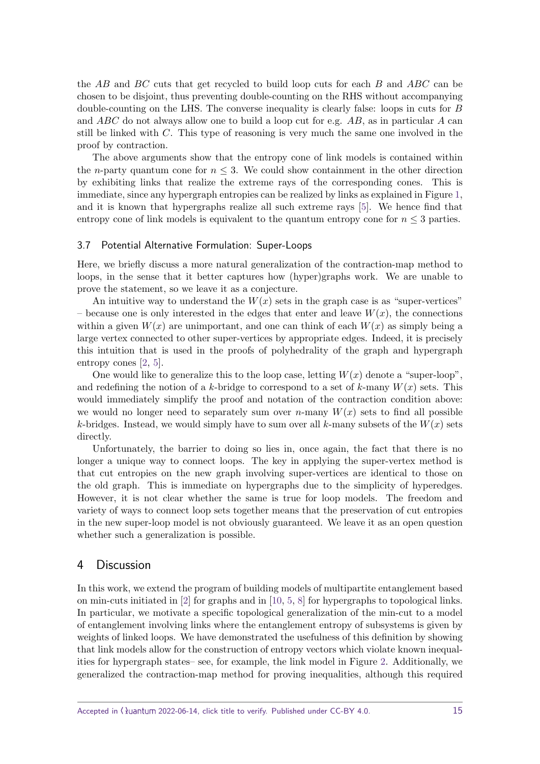the $AB$ and $BC$ cuts that get recycled to build loop cuts for each $B$ and $ABC$ can be chosen to be disjoint, thus preventing double-counting on the RHS without accompanying double-counting on the LHS. The converse inequality is clearly false: loops in cuts for $B$ and $ABC$ do not always allow one to build a loop cut for e.g. $AB$, as in particular $A$ can still be linked with $C$. This type of reasoning is very much the same one involved in the proof by contraction.

The above arguments show that the entropy cone of link models is contained within the $n$-party quantum cone for $n \leq 3$. We could show containment in the other direction by exhibiting links that realize the extreme rays of the corresponding cones. This is immediate, since any hypergraph entropies can be realized by links as explained in Figure 1, and it is known that hypergraphs realize all such extreme rays [5]. We hence find that entropy cone of link models is equivalent to the quantum entropy cone for $n \leq 3$ parties.

### 3.7 Potential Alternative Formulation: Super-Loops

Here, we briefly discuss a more natural generalization of the contraction-map method to loops, in the sense that it better captures how (hyper)graphs work. We are unable to prove the statement, so we leave it as a conjecture.

An intuitive way to understand the $W(x)$ sets in the graph case is as "super-vertices" – because one is only interested in the edges that enter and leave $W(x)$, the connections within a given $W(x)$ are unimportant, and one can think of each $W(x)$ as simply being a large vertex connected to other super-vertices by appropriate edges. Indeed, it is precisely this intuition that is used in the proofs of polyhedrality of the graph and hypergraph entropy cones [2, 5].

One would like to generalize this to the loop case, letting $W(x)$ denote a "super-loop", and redefining the notion of a $k$-bridge to correspond to a set of $k$-many $W(x)$ sets. This would immediately simplify the proof and notation of the contraction condition above: we would no longer need to separately sum over $n$-many $W(x)$ sets to find all possible $k$-bridges. Instead, we would simply have to sum over all $k$-many subsets of the $W(x)$ sets directly.

Unfortunately, the barrier to doing so lies in, once again, the fact that there is no longer a unique way to connect loops. The key in applying the super-vertex method is that cut entropies on the new graph involving super-vertices are identical to those on the old graph. This is immediate on hypergraphs due to the simplicity of hyperedges. However, it is not clear whether the same is true for loop models. The freedom and variety of ways to connect loop sets together means that the preservation of cut entropies in the new super-loop model is not obviously guaranteed. We leave it as an open question whether such a generalization is possible.

## 4 Discussion

In this work, we extend the program of building models of multipartite entanglement based on min-cuts initiated in [2] for graphs and in [10, 5, 8] for hypergraphs to topological links. In particular, we motivate a specific topological generalization of the min-cut to a model of entanglement involving links where the entanglement entropy of subsystems is given by weights of linked loops. We have demonstrated the usefulness of this definition by showing that link models allow for the construction of entropy vectors which violate known inequalities for hypergraph states– see, for example, the link model in Figure 2. Additionally, we generalized the contraction-map method for proving inequalities, although this required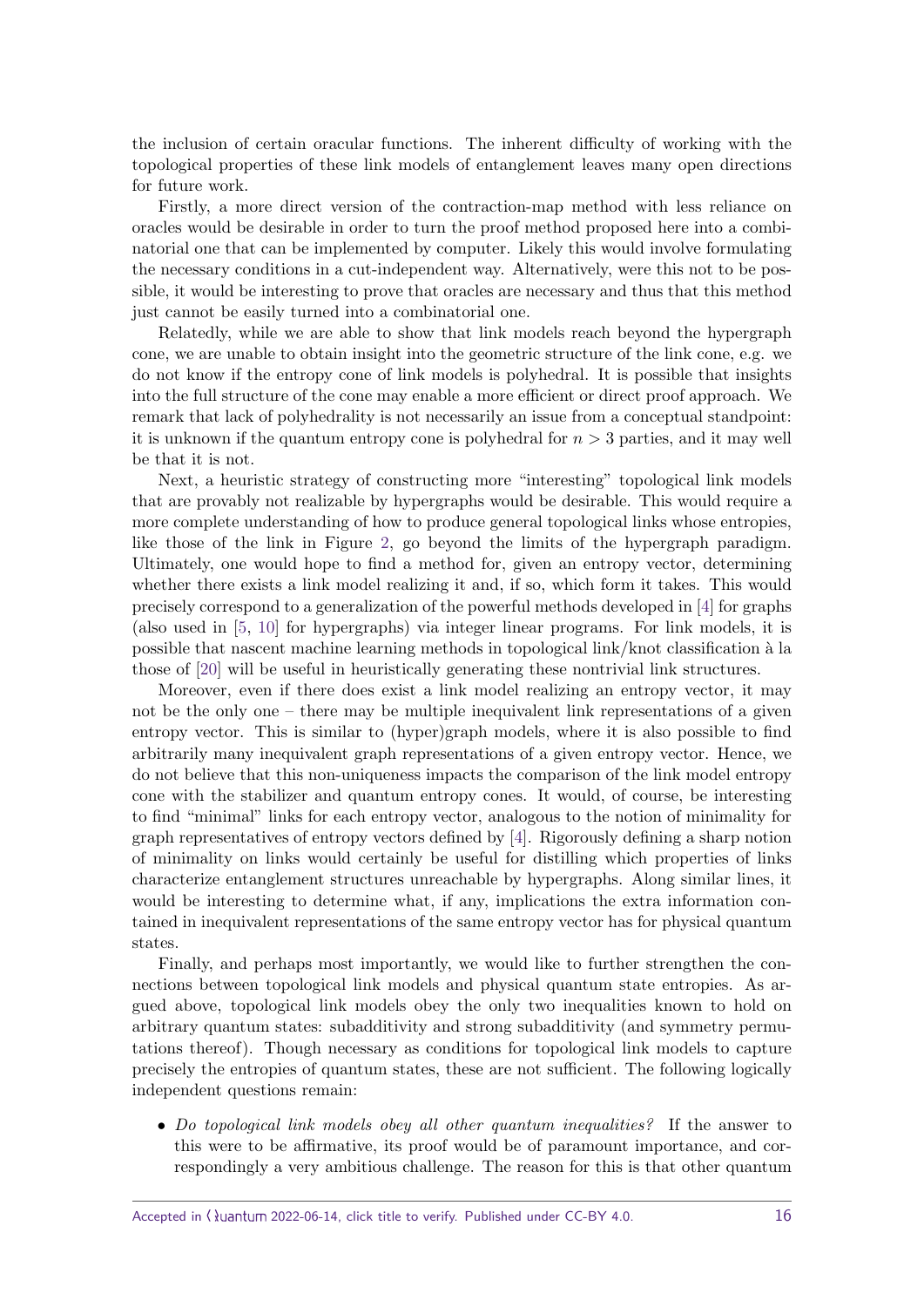the inclusion of certain oracular functions. The inherent difficulty of working with the topological properties of these link models of entanglement leaves many open directions for future work.

Firstly, a more direct version of the contraction-map method with less reliance on oracles would be desirable in order to turn the proof method proposed here into a combinatorial one that can be implemented by computer. Likely this would involve formulating the necessary conditions in a cut-independent way. Alternatively, were this not to be possible, it would be interesting to prove that oracles are necessary and thus that this method just cannot be easily turned into a combinatorial one.

Relatedly, while we are able to show that link models reach beyond the hypergraph cone, we are unable to obtain insight into the geometric structure of the link cone, e.g. we do not know if the entropy cone of link models is polyhedral. It is possible that insights into the full structure of the cone may enable a more efficient or direct proof approach. We remark that lack of polyhedrality is not necessarily an issue from a conceptual standpoint: it is unknown if the quantum entropy cone is polyhedral for $n > 3$ parties, and it may well be that it is not.

Next, a heuristic strategy of constructing more "interesting" topological link models that are provably not realizable by hypergraphs would be desirable. This would require a more complete understanding of how to produce general topological links whose entropies, like those of the link in Figure 2, go beyond the limits of the hypergraph paradigm. Ultimately, one would hope to find a method for, given an entropy vector, determining whether there exists a link model realizing it and, if so, which form it takes. This would precisely correspond to a generalization of the powerful methods developed in [4] for graphs (also used in [5, 10] for hypergraphs) via integer linear programs. For link models, it is possible that nascent machine learning methods in topological link/knot classification à la those of [20] will be useful in heuristically generating these nontrivial link structures.

Moreover, even if there does exist a link model realizing an entropy vector, it may not be the only one – there may be multiple inequivalent link representations of a given entropy vector. This is similar to (hyper)graph models, where it is also possible to find arbitrarily many inequivalent graph representations of a given entropy vector. Hence, we do not believe that this non-uniqueness impacts the comparison of the link model entropy cone with the stabilizer and quantum entropy cones. It would, of course, be interesting to find "minimal" links for each entropy vector, analogous to the notion of minimality for graph representatives of entropy vectors defined by [4]. Rigorously defining a sharp notion of minimality on links would certainly be useful for distilling which properties of links characterize entanglement structures unreachable by hypergraphs. Along similar lines, it would be interesting to determine what, if any, implications the extra information contained in inequivalent representations of the same entropy vector has for physical quantum states.

Finally, and perhaps most importantly, we would like to further strengthen the connections between topological link models and physical quantum state entropies. As argued above, topological link models obey the only two inequalities known to hold on arbitrary quantum states: subadditivity and strong subadditivity (and symmetry permutations thereof). Though necessary as conditions for topological link models to capture precisely the entropies of quantum states, these are not sufficient. The following logically independent questions remain:

- *Do topological link models obey all other quantum inequalities?* If the answer to this were to be affirmative, its proof would be of paramount importance, and correspondingly a very ambitious challenge. The reason for this is that other quantum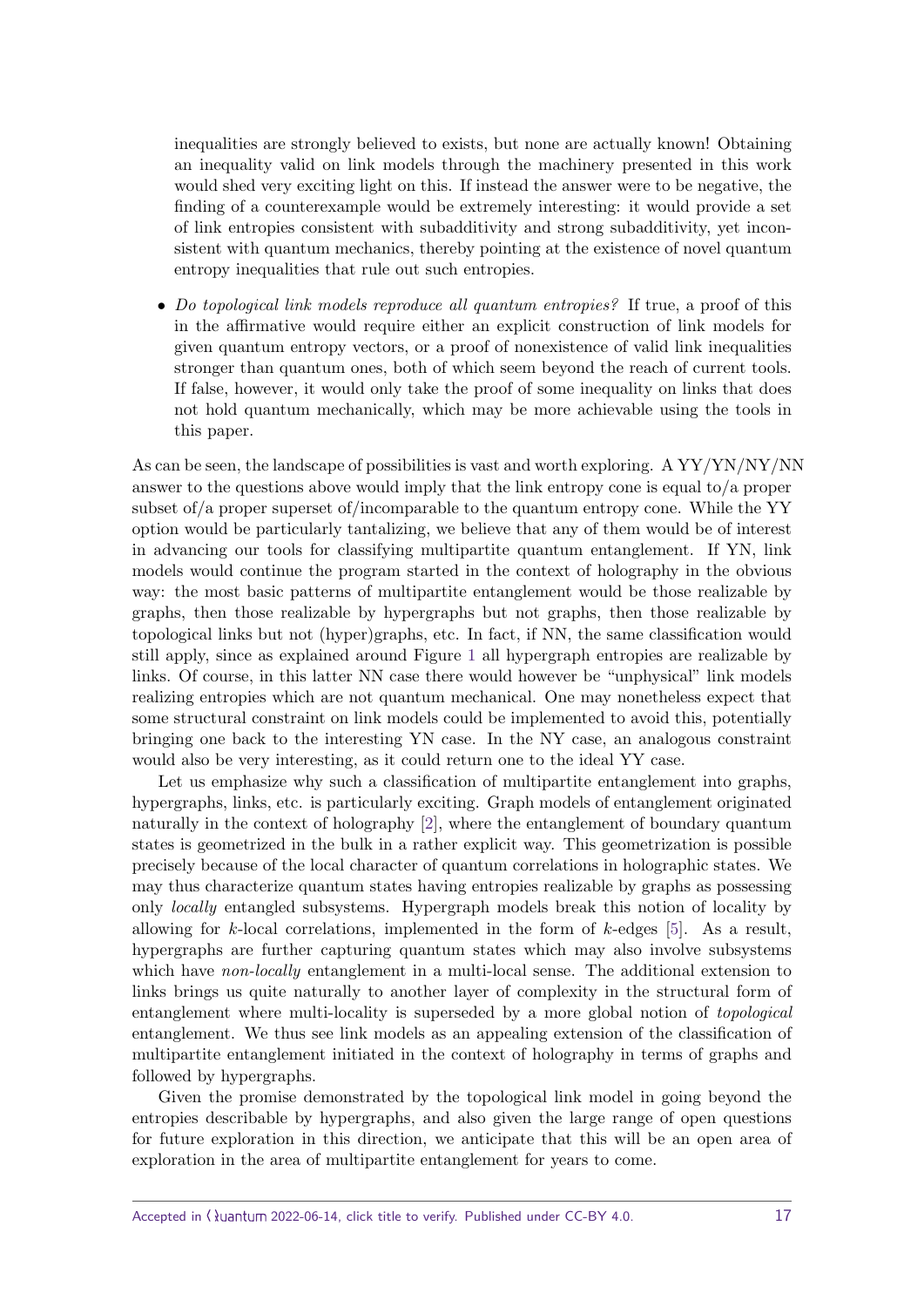inequalities are strongly believed to exists, but none are actually known! Obtaining an inequality valid on link models through the machinery presented in this work would shed very exciting light on this. If instead the answer were to be negative, the finding of a counterexample would be extremely interesting: it would provide a set of link entropies consistent with subadditivity and strong subadditivity, yet inconsistent with quantum mechanics, thereby pointing at the existence of novel quantum entropy inequalities that rule out such entropies.

- *Do topological link models reproduce all quantum entropies?* If true, a proof of this in the affirmative would require either an explicit construction of link models for given quantum entropy vectors, or a proof of nonexistence of valid link inequalities stronger than quantum ones, both of which seem beyond the reach of current tools. If false, however, it would only take the proof of some inequality on links that does not hold quantum mechanically, which may be more achievable using the tools in this paper.

As can be seen, the landscape of possibilities is vast and worth exploring. A YY/YN/NY/NN answer to the questions above would imply that the link entropy cone is equal to/a proper subset of/a proper superset of/incomparable to the quantum entropy cone. While the YY option would be particularly tantalizing, we believe that any of them would be of interest in advancing our tools for classifying multipartite quantum entanglement. If YN, link models would continue the program started in the context of holography in the obvious way: the most basic patterns of multipartite entanglement would be those realizable by graphs, then those realizable by hypergraphs but not graphs, then those realizable by topological links but not (hyper)graphs, etc. In fact, if NN, the same classification would still apply, since as explained around Figure 1 all hypergraph entropies are realizable by links. Of course, in this latter NN case there would however be "unphysical" link models realizing entropies which are not quantum mechanical. One may nonetheless expect that some structural constraint on link models could be implemented to avoid this, potentially bringing one back to the interesting YN case. In the NY case, an analogous constraint would also be very interesting, as it could return one to the ideal YY case.

Let us emphasize why such a classification of multipartite entanglement into graphs, hypergraphs, links, etc. is particularly exciting. Graph models of entanglement originated naturally in the context of holography [2], where the entanglement of boundary quantum states is geometrized in the bulk in a rather explicit way. This geometrization is possible precisely because of the local character of quantum correlations in holographic states. We may thus characterize quantum states having entropies realizable by graphs as possessing only *locally* entangled subsystems. Hypergraph models break this notion of locality by allowing for $k$-local correlations, implemented in the form of $k$-edges [5]. As a result, hypergraphs are further capturing quantum states which may also involve subsystems which have *non-locally* entanglement in a multi-local sense. The additional extension to links brings us quite naturally to another layer of complexity in the structural form of entanglement where multi-locality is superseded by a more global notion of *topological* entanglement. We thus see link models as an appealing extension of the classification of multipartite entanglement initiated in the context of holography in terms of graphs and followed by hypergraphs.

Given the promise demonstrated by the topological link model in going beyond the entropies describable by hypergraphs, and also given the large range of open questions for future exploration in this direction, we anticipate that this will be an open area of exploration in the area of multipartite entanglement for years to come.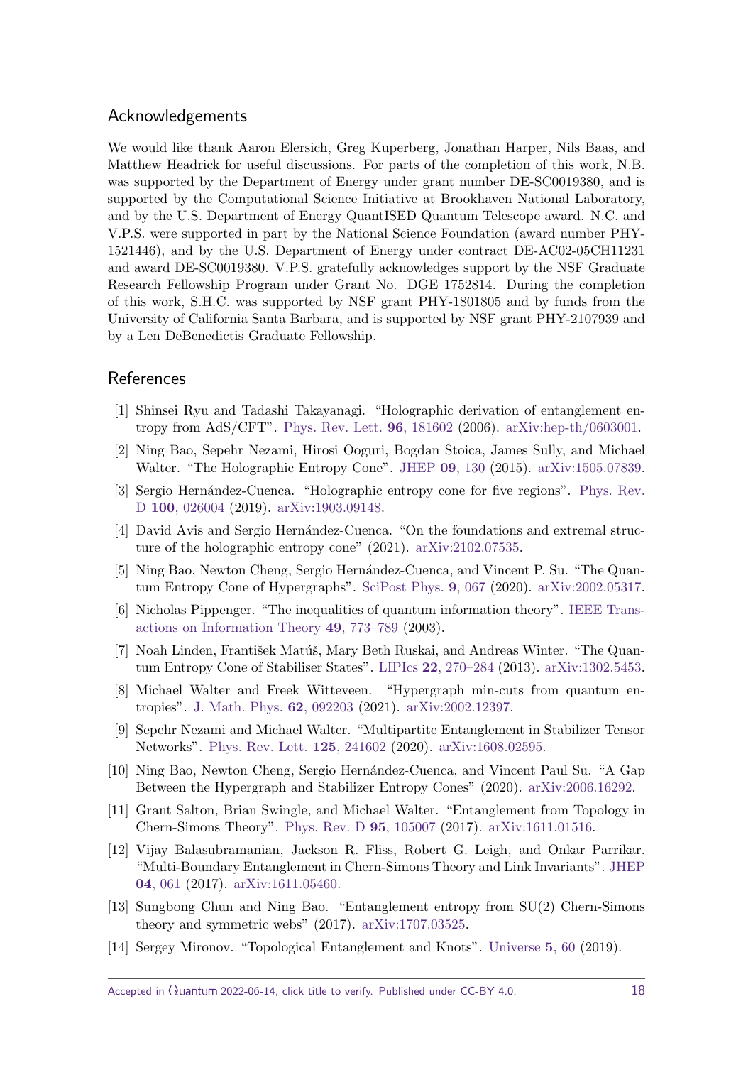## Acknowledgements

We would like thank Aaron Elersich, Greg Kuperberg, Jonathan Harper, Nils Baas, and Matthew Headrick for useful discussions. For parts of the completion of this work, N.B. was supported by the Department of Energy under grant number DE-SC0019380, and is supported by the Computational Science Initiative at Brookhaven National Laboratory, and by the U.S. Department of Energy QuantISED Quantum Telescope award. N.C. and V.P.S. were supported in part by the National Science Foundation (award number PHY-1521446), and by the U.S. Department of Energy under contract DE-AC02-05CH11231 and award DE-SC0019380. V.P.S. gratefully acknowledges support by the NSF Graduate Research Fellowship Program under Grant No. DGE 1752814. During the completion of this work, S.H.C. was supported by NSF grant PHY-1801805 and by funds from the University of California Santa Barbara, and is supported by NSF grant PHY-2107939 and by a Len DeBenedictis Graduate Fellowship.

## References

[1] Shinsei Ryu and Tadashi Takayanagi. "Holographic derivation of entanglement entropy from AdS/CFT". Phys. Rev. Lett. **96**, 181602 (2006). arXiv:hep-th/0603001.

[2] Ning Bao, Sepehr Nezami, Hirosi Ooguri, Bogdan Stoica, James Sully, and Michael Walter. "The Holographic Entropy Cone". JHEP **09**, 130 (2015). arXiv:1505.07839.

[3] Sergio Hernández-Cuenca. "Holographic entropy cone for five regions". Phys. Rev. D **100**, 026004 (2019). arXiv:1903.09148.

[4] David Avis and Sergio Hernández-Cuenca. "On the foundations and extremal structure of the holographic entropy cone" (2021). arXiv:2102.07535.

[5] Ning Bao, Newton Cheng, Sergio Hernández-Cuenca, and Vincent P. Su. "The Quantum Entropy Cone of Hypergraphs". SciPost Phys. **9**, 067 (2020). arXiv:2002.05317.

[6] Nicholas Pippenger. "The inequalities of quantum information theory". IEEE Transactions on Information Theory **49**, 773–789 (2003).

[7] Noah Linden, František Matúš, Mary Beth Ruskai, and Andreas Winter. "The Quantum Entropy Cone of Stabiliser States". LIPIcs **22**, 270–284 (2013). arXiv:1302.5453.

[8] Michael Walter and Freek Witteveen. "Hypergraph min-cuts from quantum entropies". J. Math. Phys. **62**, 092203 (2021). arXiv:2002.12397.

[9] Sepehr Nezami and Michael Walter. "Multipartite Entanglement in Stabilizer Tensor Networks". Phys. Rev. Lett. **125**, 241602 (2020). arXiv:1608.02595.

[10] Ning Bao, Newton Cheng, Sergio Hernández-Cuenca, and Vincent Paul Su. "A Gap Between the Hypergraph and Stabilizer Entropy Cones" (2020). arXiv:2006.16292.

[11] Grant Salton, Brian Swingle, and Michael Walter. "Entanglement from Topology in Chern-Simons Theory". Phys. Rev. D **95**, 105007 (2017). arXiv:1611.01516.

[12] Vijay Balasubramanian, Jackson R. Fliss, Robert G. Leigh, and Onkar Parrikar. "Multi-Boundary Entanglement in Chern-Simons Theory and Link Invariants". JHEP **04**, 061 (2017). arXiv:1611.05460.

[13] Sungbong Chun and Ning Bao. "Entanglement entropy from SU(2) Chern-Simons theory and symmetric webs" (2017). arXiv:1707.03525.

[14] Sergey Mironov. "Topological Entanglement and Knots". Universe **5**, 60 (2019).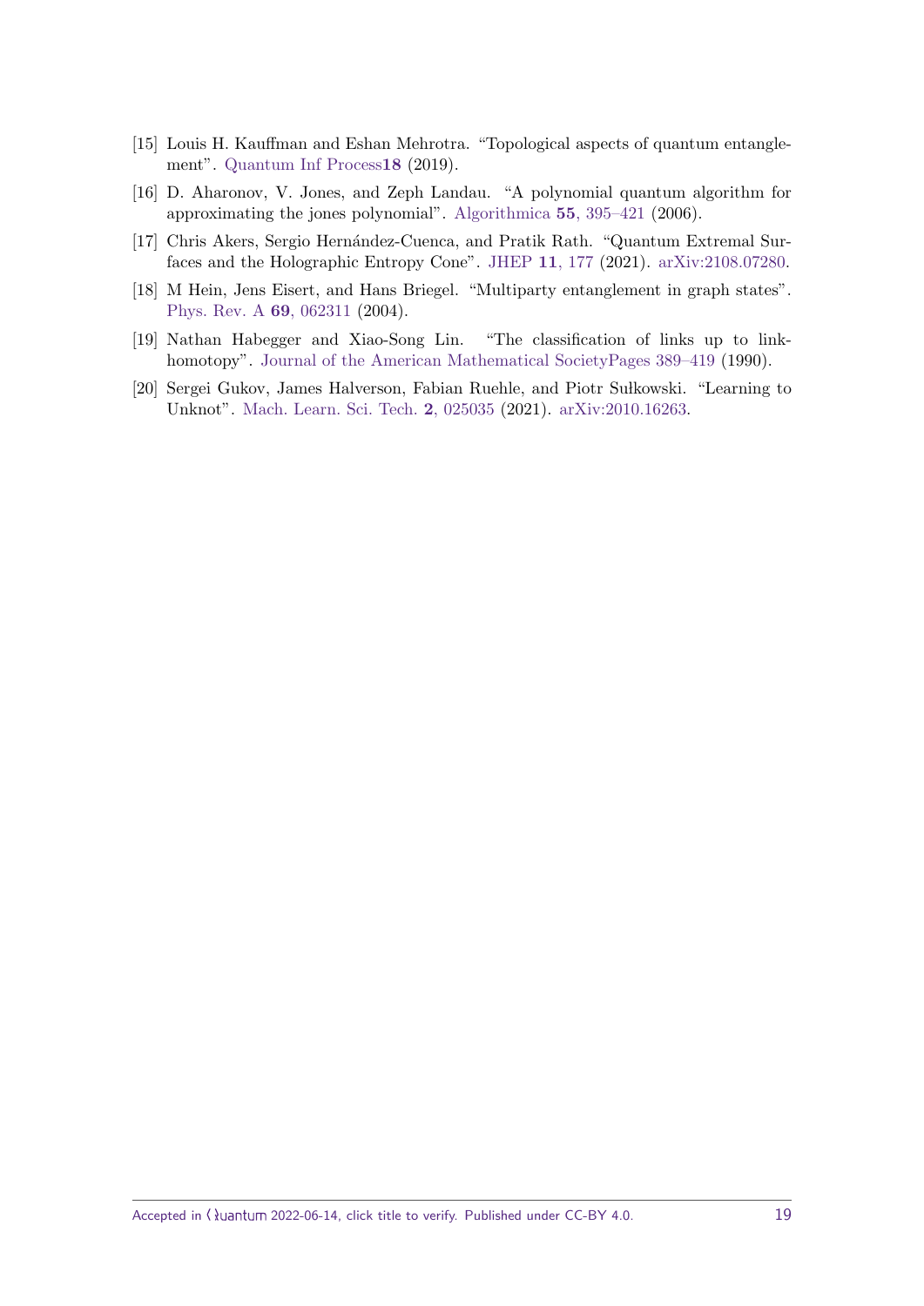[15] Louis H. Kauffman and Eshan Mehrotra. “Topological aspects of quantum entanglement”. Quantum Inf Process**18** (2019).

[16] D. Aharonov, V. Jones, and Zeph Landau. “A polynomial quantum algorithm for approximating the jones polynomial”. Algorithmica **55**, 395–421 (2006).

[17] Chris Akers, Sergio Hernández-Cuenca, and Pratik Rath. “Quantum Extremal Surfaces and the Holographic Entropy Cone”. JHEP **11**, 177 (2021). arXiv:2108.07280.

[18] M Hein, Jens Eisert, and Hans Briegel. “Multiparty entanglement in graph states”. Phys. Rev. A **69**, 062311 (2004).

[19] Nathan Habegger and Xiao-Song Lin. “The classification of links up to link-homotopy”. Journal of the American Mathematical SocietyPages 389–419 (1990).

[20] Sergei Gukov, James Halverson, Fabian Ruehle, and Piotr Sułkowski. “Learning to Unknot”. Mach. Learn. Sci. Tech. **2**, 025035 (2021). arXiv:2010.16263.